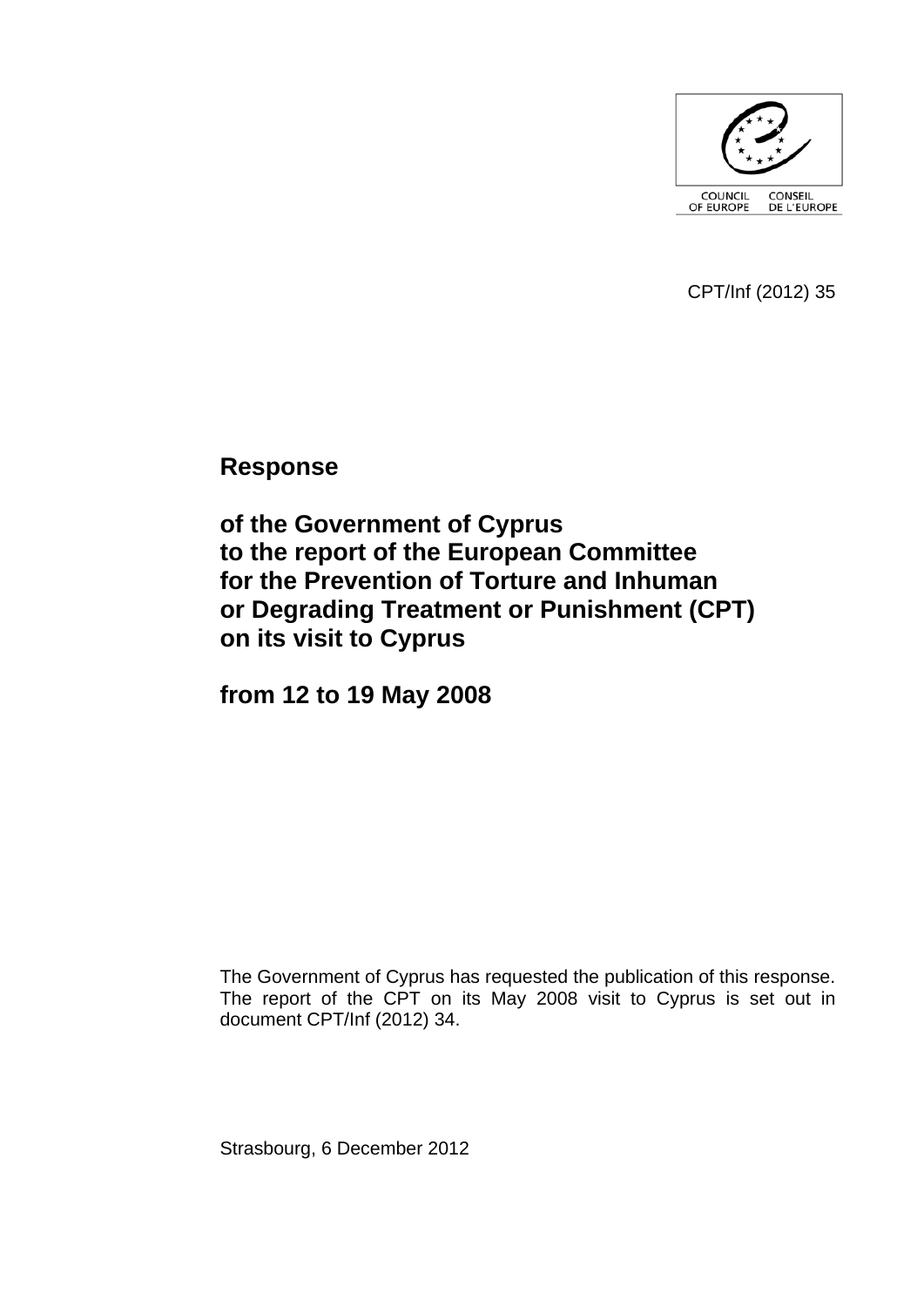COUNCIL OF EUROPE CONSEIL DE L'EUROPE

CPT/Inf (2012) 35

# Response

# of the Government of Cyprus to the report of the European Committee for the Prevention of Torture and Inhuman or Degrading Treatment or Punishment (CPT) on its visit to Cyprus

# from 12 to 19 May 2008

The Government of Cyprus has requested the publication of this response. The report of the CPT on its May 2008 visit to Cyprus is set out in document CPT/Inf (2012) 34.

Strasbourg, 6 December 2012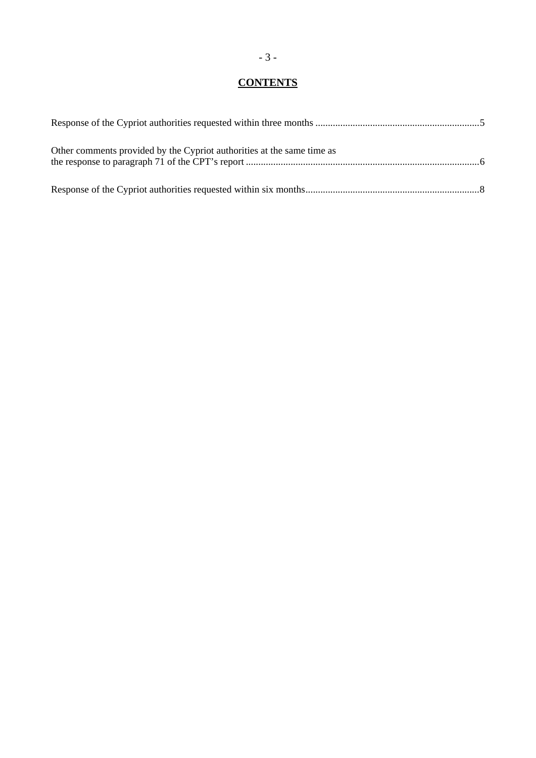# CONTENTS

Response of the Cypriot authorities requested within three months ..................................................................5

Other comments provided by the Cypriot authorities at the same time as the response to paragraph 71 of the CPT's report .............................................................................................6

Response of the Cypriot authorities requested within six months......................................................................8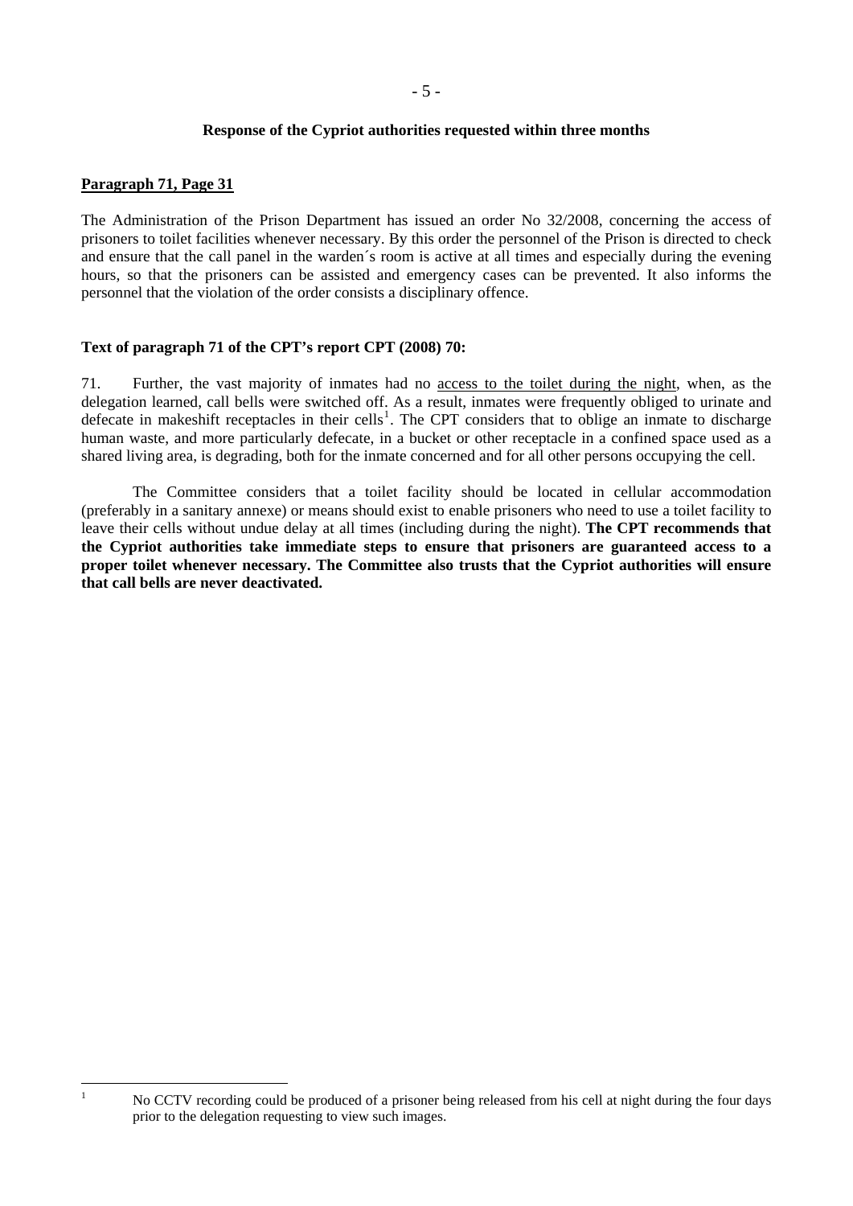**Response of the Cypriot authorities requested within three months**

**Paragraph 71, Page 31**

The Administration of the Prison Department has issued an order No 32/2008, concerning the access of prisoners to toilet facilities whenever necessary. By this order the personnel of the Prison is directed to check and ensure that the call panel in the warden´s room is active at all times and especially during the evening hours, so that the prisoners can be assisted and emergency cases can be prevented. It also informs the personnel that the violation of the order consists a disciplinary offence.

**Text of paragraph 71 of the CPT's report CPT (2008) 70:**

71. Further, the vast majority of inmates had no access to the toilet during the night, when, as the delegation learned, call bells were switched off. As a result, inmates were frequently obliged to urinate and defecate in makeshift receptacles in their cells[1]. The CPT considers that to oblige an inmate to discharge human waste, and more particularly defecate, in a bucket or other receptacle in a confined space used as a shared living area, is degrading, both for the inmate concerned and for all other persons occupying the cell.

The Committee considers that a toilet facility should be located in cellular accommodation (preferably in a sanitary annexe) or means should exist to enable prisoners who need to use a toilet facility to leave their cells without undue delay at all times (including during the night). **The CPT recommends that the Cypriot authorities take immediate steps to ensure that prisoners are guaranteed access to a proper toilet whenever necessary. The Committee also trusts that the Cypriot authorities will ensure that call bells are never deactivated.**

---

[1] No CCTV recording could be produced of a prisoner being released from his cell at night during the four days prior to the delegation requesting to view such images.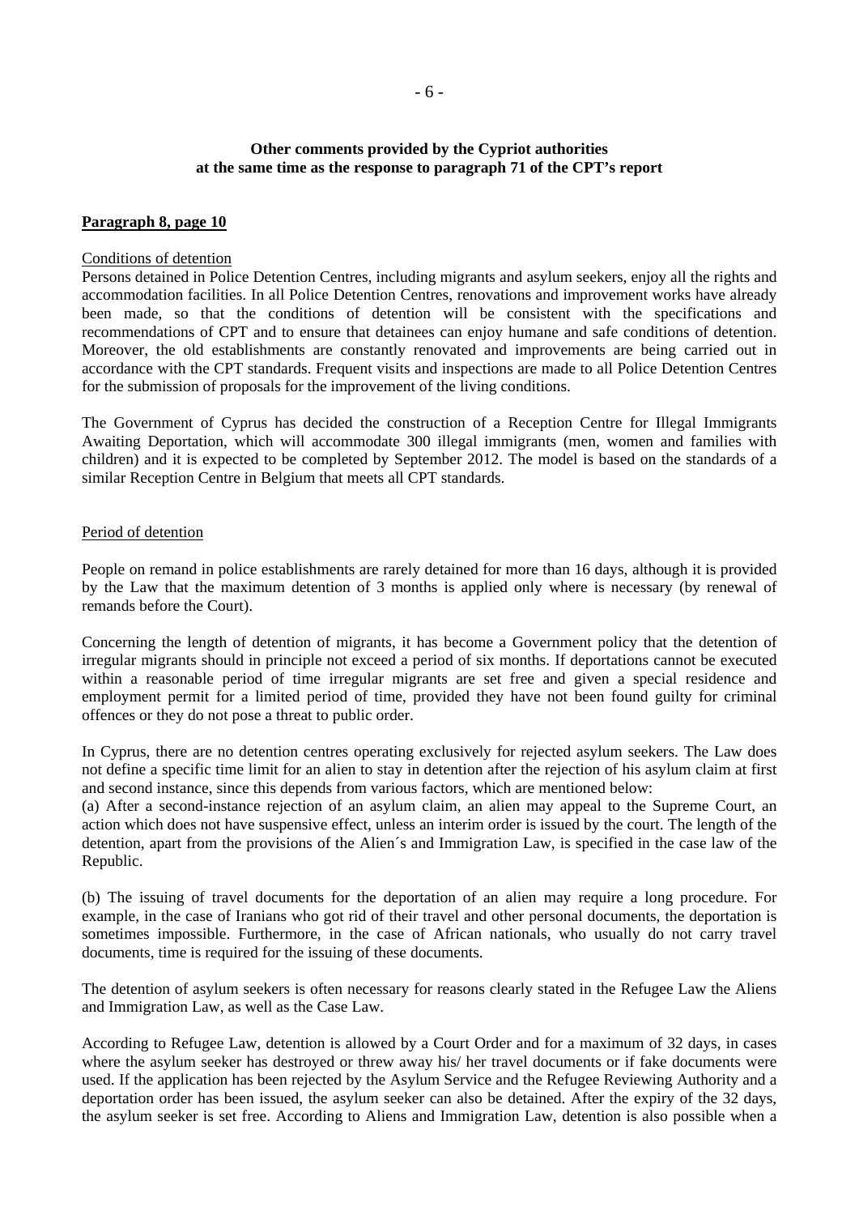**Other comments provided by the Cypriot authorities at the same time as the response to paragraph 71 of the CPT's report**

**Paragraph 8, page 10**

Conditions of detention

Persons detained in Police Detention Centres, including migrants and asylum seekers, enjoy all the rights and accommodation facilities. In all Police Detention Centres, renovations and improvement works have already been made, so that the conditions of detention will be consistent with the specifications and recommendations of CPT and to ensure that detainees can enjoy humane and safe conditions of detention. Moreover, the old establishments are constantly renovated and improvements are being carried out in accordance with the CPT standards. Frequent visits and inspections are made to all Police Detention Centres for the submission of proposals for the improvement of the living conditions.

The Government of Cyprus has decided the construction of a Reception Centre for Illegal Immigrants Awaiting Deportation, which will accommodate 300 illegal immigrants (men, women and families with children) and it is expected to be completed by September 2012. The model is based on the standards of a similar Reception Centre in Belgium that meets all CPT standards.

Period of detention

People on remand in police establishments are rarely detained for more than 16 days, although it is provided by the Law that the maximum detention of 3 months is applied only where is necessary (by renewal of remands before the Court).

Concerning the length of detention of migrants, it has become a Government policy that the detention of irregular migrants should in principle not exceed a period of six months. If deportations cannot be executed within a reasonable period of time irregular migrants are set free and given a special residence and employment permit for a limited period of time, provided they have not been found guilty for criminal offences or they do not pose a threat to public order.

In Cyprus, there are no detention centres operating exclusively for rejected asylum seekers. The Law does not define a specific time limit for an alien to stay in detention after the rejection of his asylum claim at first and second instance, since this depends from various factors, which are mentioned below:

(a) After a second-instance rejection of an asylum claim, an alien may appeal to the Supreme Court, an action which does not have suspensive effect, unless an interim order is issued by the court. The length of the detention, apart from the provisions of the Alien´s and Immigration Law, is specified in the case law of the Republic.

(b) The issuing of travel documents for the deportation of an alien may require a long procedure. For example, in the case of Iranians who got rid of their travel and other personal documents, the deportation is sometimes impossible. Furthermore, in the case of African nationals, who usually do not carry travel documents, time is required for the issuing of these documents.

The detention of asylum seekers is often necessary for reasons clearly stated in the Refugee Law the Aliens and Immigration Law, as well as the Case Law.

According to Refugee Law, detention is allowed by a Court Order and for a maximum of 32 days, in cases where the asylum seeker has destroyed or threw away his/ her travel documents or if fake documents were used. If the application has been rejected by the Asylum Service and the Refugee Reviewing Authority and a deportation order has been issued, the asylum seeker can also be detained. After the expiry of the 32 days, the asylum seeker is set free. According to Aliens and Immigration Law, detention is also possible when a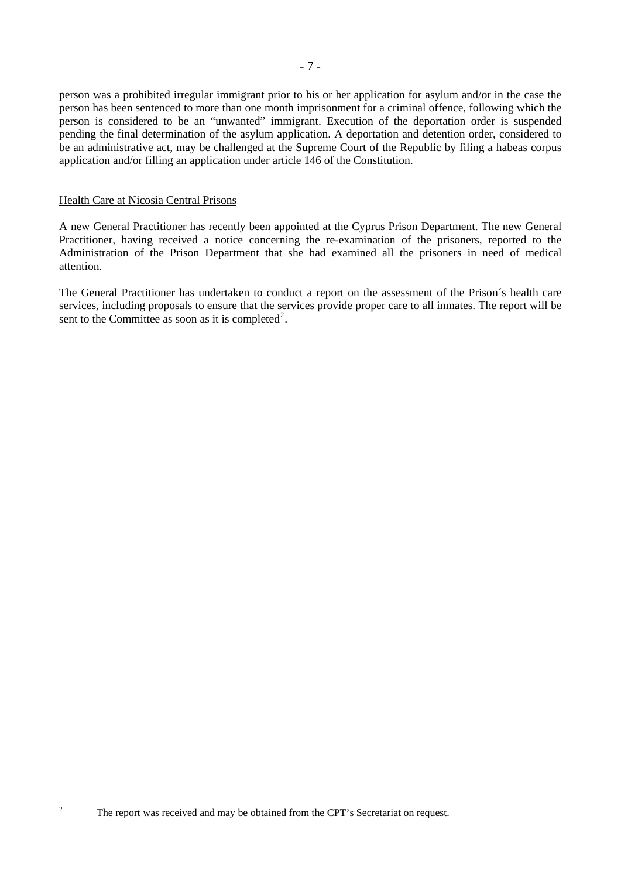person was a prohibited irregular immigrant prior to his or her application for asylum and/or in the case the person has been sentenced to more than one month imprisonment for a criminal offence, following which the person is considered to be an "unwanted" immigrant. Execution of the deportation order is suspended pending the final determination of the asylum application. A deportation and detention order, considered to be an administrative act, may be challenged at the Supreme Court of the Republic by filing a habeas corpus application and/or filling an application under article 146 of the Constitution.

Health Care at Nicosia Central Prisons

A new General Practitioner has recently been appointed at the Cyprus Prison Department. The new General Practitioner, having received a notice concerning the re-examination of the prisoners, reported to the Administration of the Prison Department that she had examined all the prisoners in need of medical attention.

The General Practitioner has undertaken to conduct a report on the assessment of the Prison´s health care services, including proposals to ensure that the services provide proper care to all inmates. The report will be sent to the Committee as soon as it is completed[2].

[2] The report was received and may be obtained from the CPT's Secretariat on request.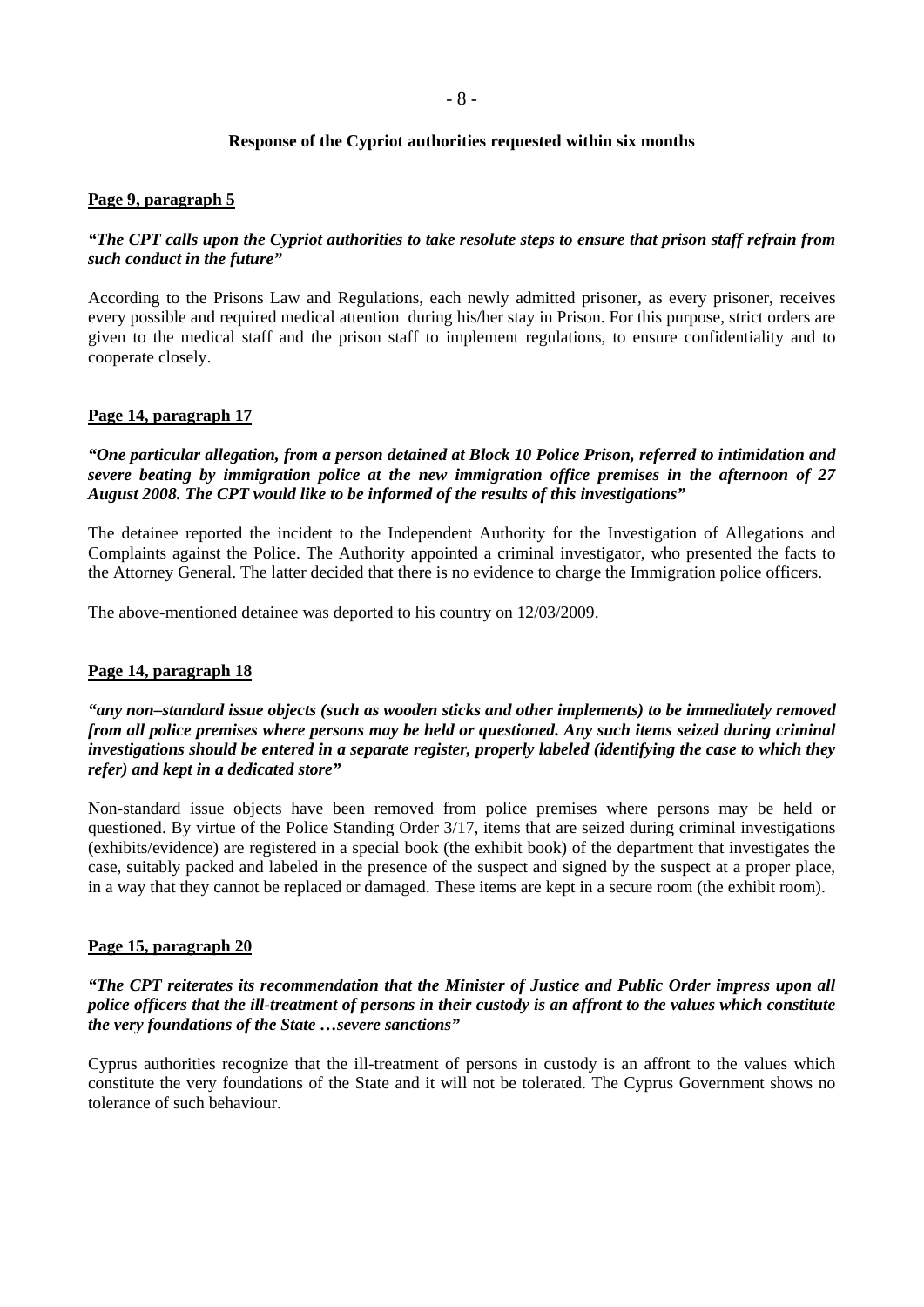**Response of the Cypriot authorities requested within six months**

**Page 9, paragraph 5**

***"The CPT calls upon the Cypriot authorities to take resolute steps to ensure that prison staff refrain from such conduct in the future"***

According to the Prisons Law and Regulations, each newly admitted prisoner, as every prisoner, receives every possible and required medical attention during his/her stay in Prison. For this purpose, strict orders are given to the medical staff and the prison staff to implement regulations, to ensure confidentiality and to cooperate closely.

**Page 14, paragraph 17**

***"One particular allegation, from a person detained at Block 10 Police Prison, referred to intimidation and severe beating by immigration police at the new immigration office premises in the afternoon of 27 August 2008. The CPT would like to be informed of the results of this investigations"***

The detainee reported the incident to the Independent Authority for the Investigation of Allegations and Complaints against the Police. The Authority appointed a criminal investigator, who presented the facts to the Attorney General. The latter decided that there is no evidence to charge the Immigration police officers.

The above-mentioned detainee was deported to his country on 12/03/2009.

**Page 14, paragraph 18**

***"any non–standard issue objects (such as wooden sticks and other implements) to be immediately removed from all police premises where persons may be held or questioned. Any such items seized during criminal investigations should be entered in a separate register, properly labeled (identifying the case to which they refer) and kept in a dedicated store"***

Non-standard issue objects have been removed from police premises where persons may be held or questioned. By virtue of the Police Standing Order 3/17, items that are seized during criminal investigations (exhibits/evidence) are registered in a special book (the exhibit book) of the department that investigates the case, suitably packed and labeled in the presence of the suspect and signed by the suspect at a proper place, in a way that they cannot be replaced or damaged. These items are kept in a secure room (the exhibit room).

**Page 15, paragraph 20**

***"The CPT reiterates its recommendation that the Minister of Justice and Public Order impress upon all police officers that the ill-treatment of persons in their custody is an affront to the values which constitute the very foundations of the State …severe sanctions"***

Cyprus authorities recognize that the ill-treatment of persons in custody is an affront to the values which constitute the very foundations of the State and it will not be tolerated. The Cyprus Government shows no tolerance of such behaviour.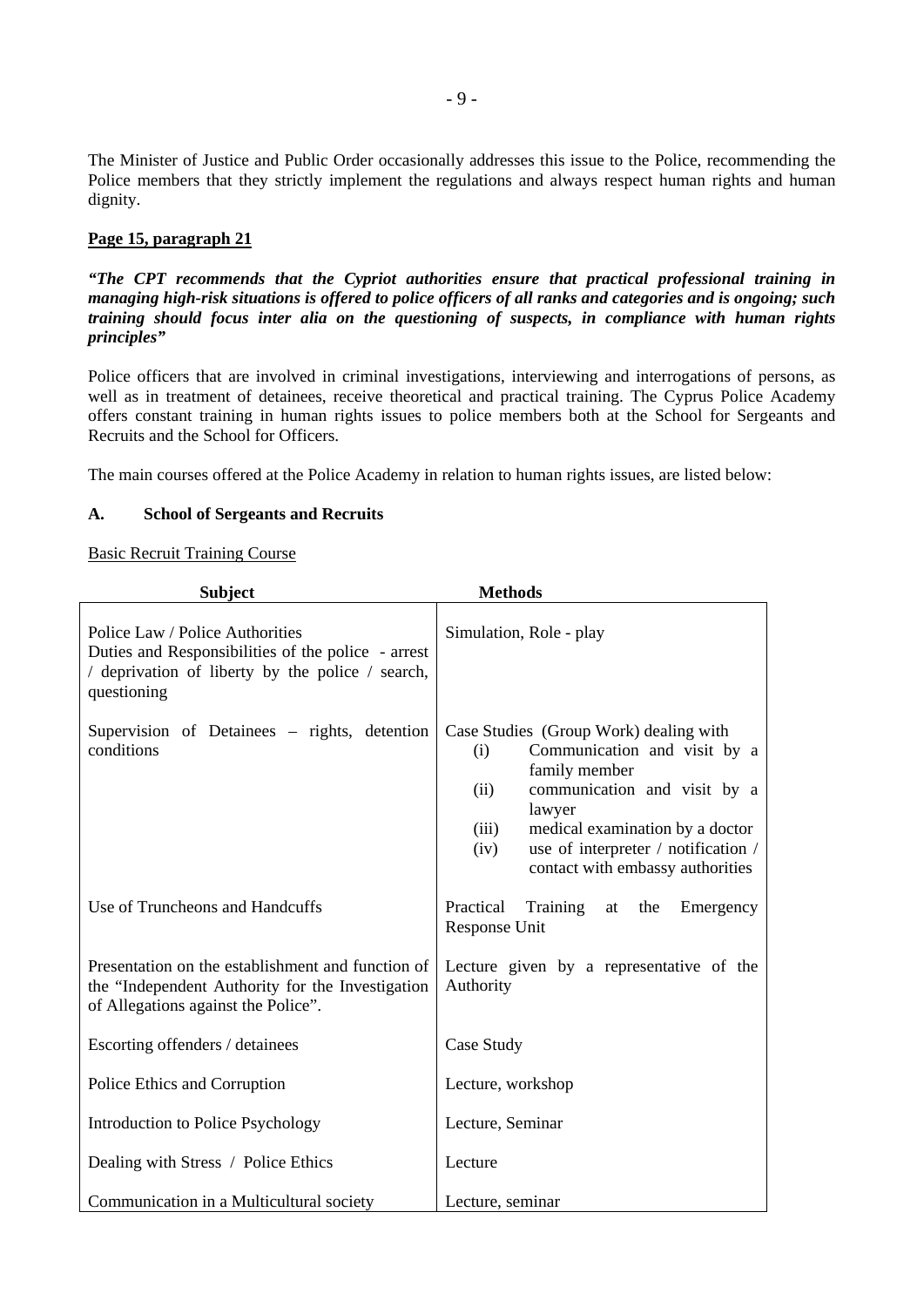The Minister of Justice and Public Order occasionally addresses this issue to the Police, recommending the Police members that they strictly implement the regulations and always respect human rights and human dignity.

**Page 15, paragraph 21**

***"The CPT recommends that the Cypriot authorities ensure that practical professional training in managing high-risk situations is offered to police officers of all ranks and categories and is ongoing; such training should focus inter alia on the questioning of suspects, in compliance with human rights principles"***

Police officers that are involved in criminal investigations, interviewing and interrogations of persons, as well as in treatment of detainees, receive theoretical and practical training. The Cyprus Police Academy offers constant training in human rights issues to police members both at the School for Sergeants and Recruits and the School for Officers.

The main courses offered at the Police Academy in relation to human rights issues, are listed below:

**A. School of Sergeants and Recruits**

Basic Recruit Training Course

| Subject | Methods |
|---|---|
| Police Law / Police Authorities<br>Duties and Responsibilities of the police - arrest / deprivation of liberty by the police / search, questioning | Simulation, Role - play |
| Supervision of Detainees – rights, detention conditions | Case Studies (Group Work) dealing with<br>(i) Communication and visit by a family member<br>(ii) communication and visit by a lawyer<br>(iii) medical examination by a doctor<br>(iv) use of interpreter / notification / contact with embassy authorities |
| Use of Truncheons and Handcuffs | Practical Training at the Emergency Response Unit |
| Presentation on the establishment and function of the "Independent Authority for the Investigation of Allegations against the Police". | Lecture given by a representative of the Authority |
| Escorting offenders / detainees | Case Study |
| Police Ethics and Corruption | Lecture, workshop |
| Introduction to Police Psychology | Lecture, Seminar |
| Dealing with Stress / Police Ethics | Lecture |
| Communication in a Multicultural society | Lecture, seminar |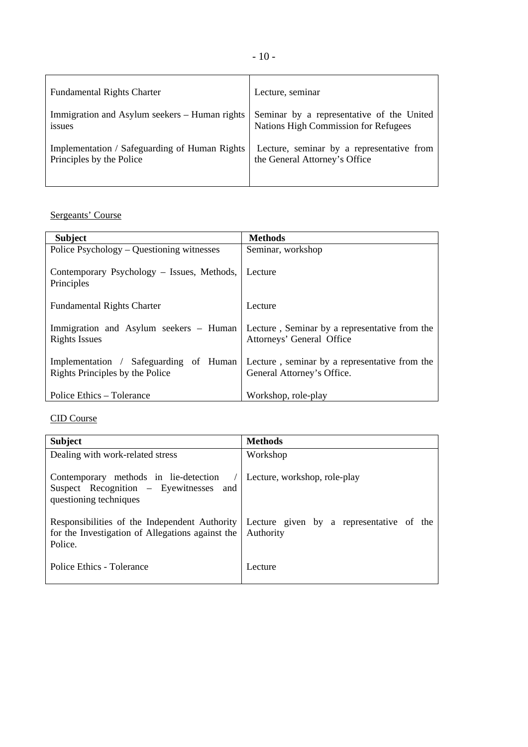| | |
|---|---|
| Fundamental Rights Charter | Lecture, seminar |
| Immigration and Asylum seekers – Human rights issues | Seminar by a representative of the United Nations High Commission for Refugees |
| Implementation / Safeguarding of Human Rights Principles by the Police | Lecture, seminar by a representative from the General Attorney's Office |

Sergeants' Course

| Subject | Methods |
|---|---|
| Police Psychology – Questioning witnesses | Seminar, workshop |
| Contemporary Psychology – Issues, Methods, Principles | Lecture |
| Fundamental Rights Charter | Lecture |
| Immigration and Asylum seekers – Human Rights Issues | Lecture , Seminar by a representative from the Attorneys' General Office |
| Implementation / Safeguarding of Human Rights Principles by the Police | Lecture , seminar by a representative from the General Attorney's Office. |
| Police Ethics – Tolerance | Workshop, role-play |

CID Course

| Subject | Methods |
|---|---|
| Dealing with work-related stress | Workshop |
| Contemporary methods in lie-detection / Suspect Recognition – Eyewitnesses and questioning techniques | Lecture, workshop, role-play |
| Responsibilities of the Independent Authority for the Investigation of Allegations against the Police. | Lecture given by a representative of the Authority |
| Police Ethics - Tolerance | Lecture |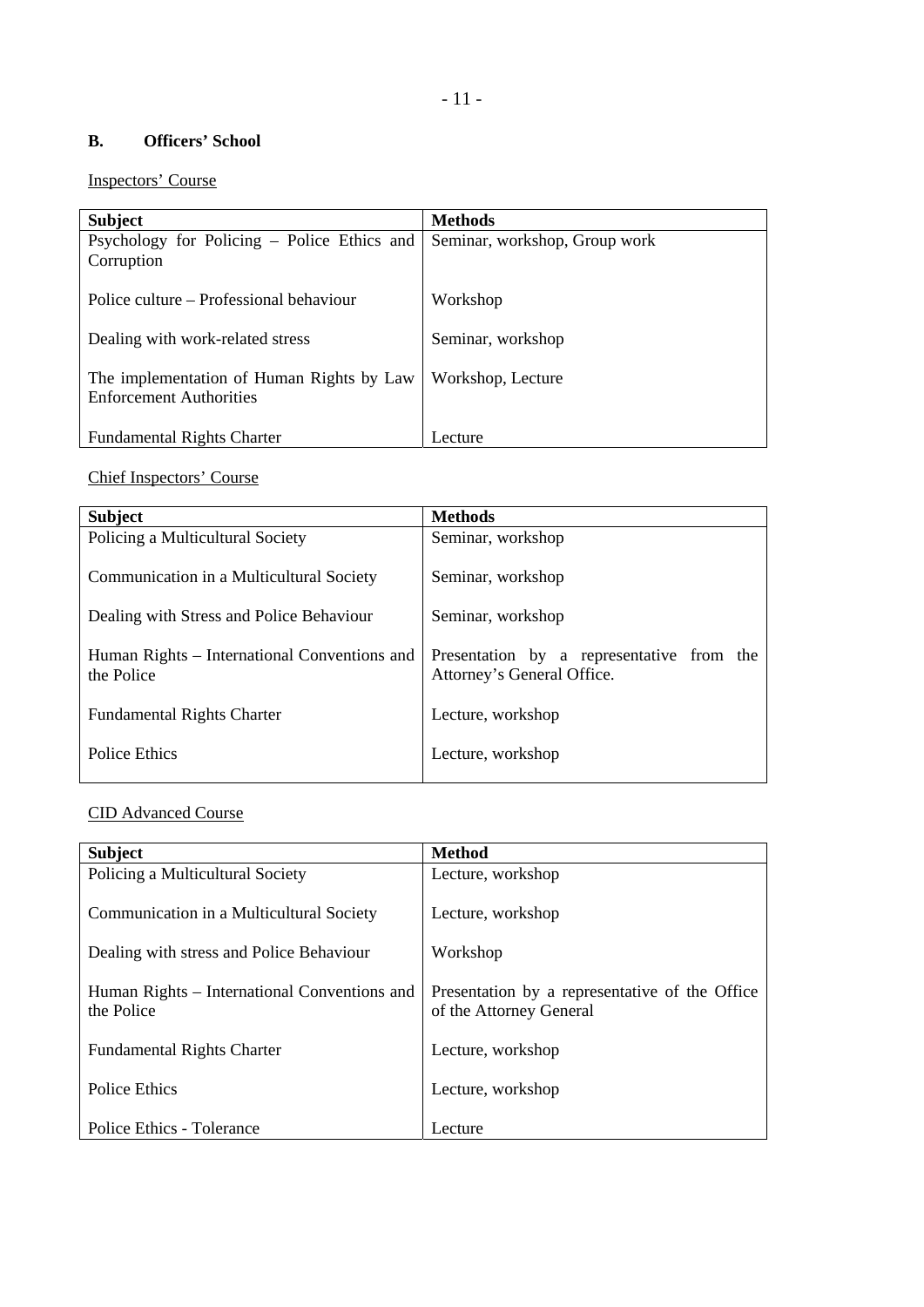## B. Officers' School

Inspectors' Course

| Subject | Methods |
|---|---|
| Psychology for Policing – Police Ethics and Corruption | Seminar, workshop, Group work |
| Police culture – Professional behaviour | Workshop |
| Dealing with work-related stress | Seminar, workshop |
| The implementation of Human Rights by Law Enforcement Authorities | Workshop, Lecture |
| Fundamental Rights Charter | Lecture |

Chief Inspectors' Course

| Subject | Methods |
|---|---|
| Policing a Multicultural Society | Seminar, workshop |
| Communication in a Multicultural Society | Seminar, workshop |
| Dealing with Stress and Police Behaviour | Seminar, workshop |
| Human Rights – International Conventions and the Police | Presentation by a representative from the Attorney's General Office. |
| Fundamental Rights Charter | Lecture, workshop |
| Police Ethics | Lecture, workshop |

CID Advanced Course

| Subject | Method |
|---|---|
| Policing a Multicultural Society | Lecture, workshop |
| Communication in a Multicultural Society | Lecture, workshop |
| Dealing with stress and Police Behaviour | Workshop |
| Human Rights – International Conventions and the Police | Presentation by a representative of the Office of the Attorney General |
| Fundamental Rights Charter | Lecture, workshop |
| Police Ethics | Lecture, workshop |
| Police Ethics - Tolerance | Lecture |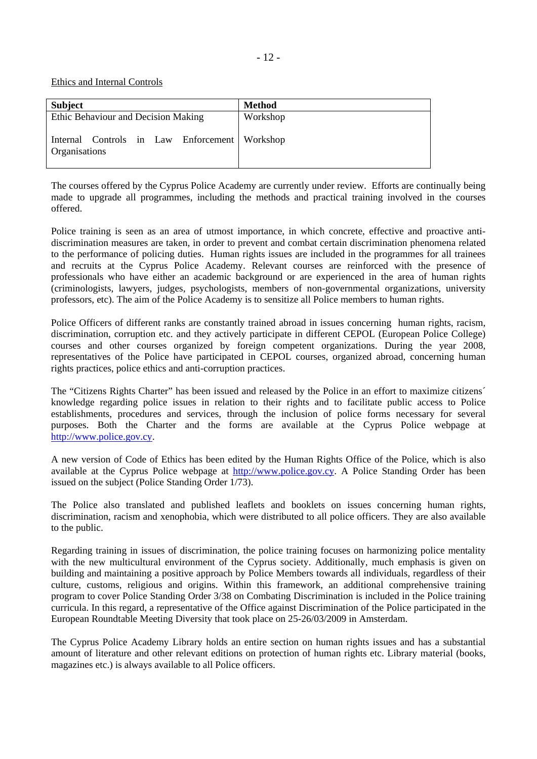Ethics and Internal Controls

| Subject | Method |
| --- | --- |
| Ethic Behaviour and Decision Making | Workshop |
| Internal Controls in Law Enforcement Organisations | Workshop |

The courses offered by the Cyprus Police Academy are currently under review. Efforts are continually being made to upgrade all programmes, including the methods and practical training involved in the courses offered.

Police training is seen as an area of utmost importance, in which concrete, effective and proactive anti-discrimination measures are taken, in order to prevent and combat certain discrimination phenomena related to the performance of policing duties. Human rights issues are included in the programmes for all trainees and recruits at the Cyprus Police Academy. Relevant courses are reinforced with the presence of professionals who have either an academic background or are experienced in the area of human rights (criminologists, lawyers, judges, psychologists, members of non-governmental organizations, university professors, etc). The aim of the Police Academy is to sensitize all Police members to human rights.

Police Officers of different ranks are constantly trained abroad in issues concerning human rights, racism, discrimination, corruption etc. and they actively participate in different CEPOL (European Police College) courses and other courses organized by foreign competent organizations. During the year 2008, representatives of the Police have participated in CEPOL courses, organized abroad, concerning human rights practices, police ethics and anti-corruption practices.

The "Citizens Rights Charter" has been issued and released by the Police in an effort to maximize citizens´ knowledge regarding police issues in relation to their rights and to facilitate public access to Police establishments, procedures and services, through the inclusion of police forms necessary for several purposes. Both the Charter and the forms are available at the Cyprus Police webpage at http://www.police.gov.cy.

A new version of Code of Ethics has been edited by the Human Rights Office of the Police, which is also available at the Cyprus Police webpage at http://www.police.gov.cy. A Police Standing Order has been issued on the subject (Police Standing Order 1/73).

The Police also translated and published leaflets and booklets on issues concerning human rights, discrimination, racism and xenophobia, which were distributed to all police officers. They are also available to the public.

Regarding training in issues of discrimination, the police training focuses on harmonizing police mentality with the new multicultural environment of the Cyprus society. Additionally, much emphasis is given on building and maintaining a positive approach by Police Members towards all individuals, regardless of their culture, customs, religious and origins. Within this framework, an additional comprehensive training program to cover Police Standing Order 3/38 on Combating Discrimination is included in the Police training curricula. In this regard, a representative of the Office against Discrimination of the Police participated in the European Roundtable Meeting Diversity that took place on 25-26/03/2009 in Amsterdam.

The Cyprus Police Academy Library holds an entire section on human rights issues and has a substantial amount of literature and other relevant editions on protection of human rights etc. Library material (books, magazines etc.) is always available to all Police officers.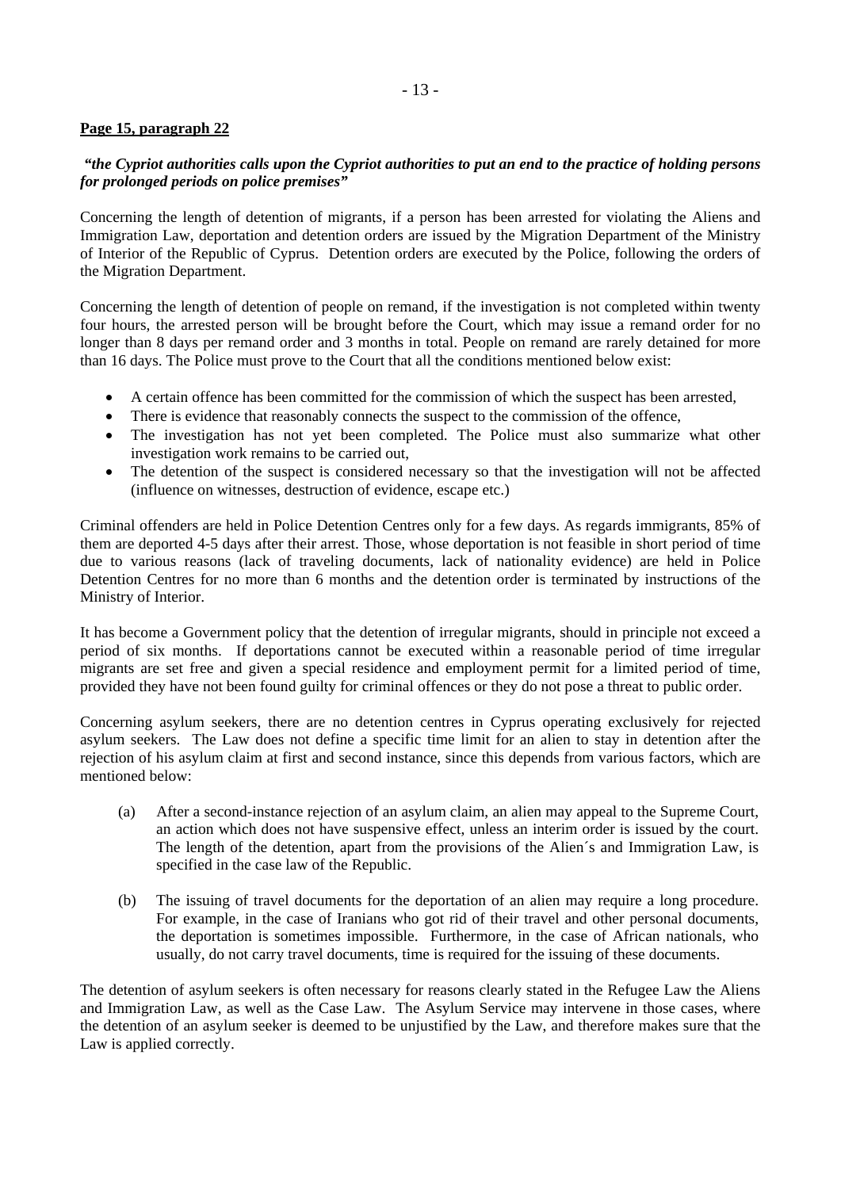**Page 15, paragraph 22**

***"the Cypriot authorities calls upon the Cypriot authorities to put an end to the practice of holding persons for prolonged periods on police premises"***

Concerning the length of detention of migrants, if a person has been arrested for violating the Aliens and Immigration Law, deportation and detention orders are issued by the Migration Department of the Ministry of Interior of the Republic of Cyprus. Detention orders are executed by the Police, following the orders of the Migration Department.

Concerning the length of detention of people on remand, if the investigation is not completed within twenty four hours, the arrested person will be brought before the Court, which may issue a remand order for no longer than 8 days per remand order and 3 months in total. People on remand are rarely detained for more than 16 days. The Police must prove to the Court that all the conditions mentioned below exist:

- A certain offence has been committed for the commission of which the suspect has been arrested,
- There is evidence that reasonably connects the suspect to the commission of the offence,
- The investigation has not yet been completed. The Police must also summarize what other investigation work remains to be carried out,
- The detention of the suspect is considered necessary so that the investigation will not be affected (influence on witnesses, destruction of evidence, escape etc.)

Criminal offenders are held in Police Detention Centres only for a few days. As regards immigrants, 85% of them are deported 4-5 days after their arrest. Those, whose deportation is not feasible in short period of time due to various reasons (lack of traveling documents, lack of nationality evidence) are held in Police Detention Centres for no more than 6 months and the detention order is terminated by instructions of the Ministry of Interior.

It has become a Government policy that the detention of irregular migrants, should in principle not exceed a period of six months. If deportations cannot be executed within a reasonable period of time irregular migrants are set free and given a special residence and employment permit for a limited period of time, provided they have not been found guilty for criminal offences or they do not pose a threat to public order.

Concerning asylum seekers, there are no detention centres in Cyprus operating exclusively for rejected asylum seekers. The Law does not define a specific time limit for an alien to stay in detention after the rejection of his asylum claim at first and second instance, since this depends from various factors, which are mentioned below:

(a) After a second-instance rejection of an asylum claim, an alien may appeal to the Supreme Court, an action which does not have suspensive effect, unless an interim order is issued by the court. The length of the detention, apart from the provisions of the Alien´s and Immigration Law, is specified in the case law of the Republic.

(b) The issuing of travel documents for the deportation of an alien may require a long procedure. For example, in the case of Iranians who got rid of their travel and other personal documents, the deportation is sometimes impossible. Furthermore, in the case of African nationals, who usually, do not carry travel documents, time is required for the issuing of these documents.

The detention of asylum seekers is often necessary for reasons clearly stated in the Refugee Law the Aliens and Immigration Law, as well as the Case Law. The Asylum Service may intervene in those cases, where the detention of an asylum seeker is deemed to be unjustified by the Law, and therefore makes sure that the Law is applied correctly.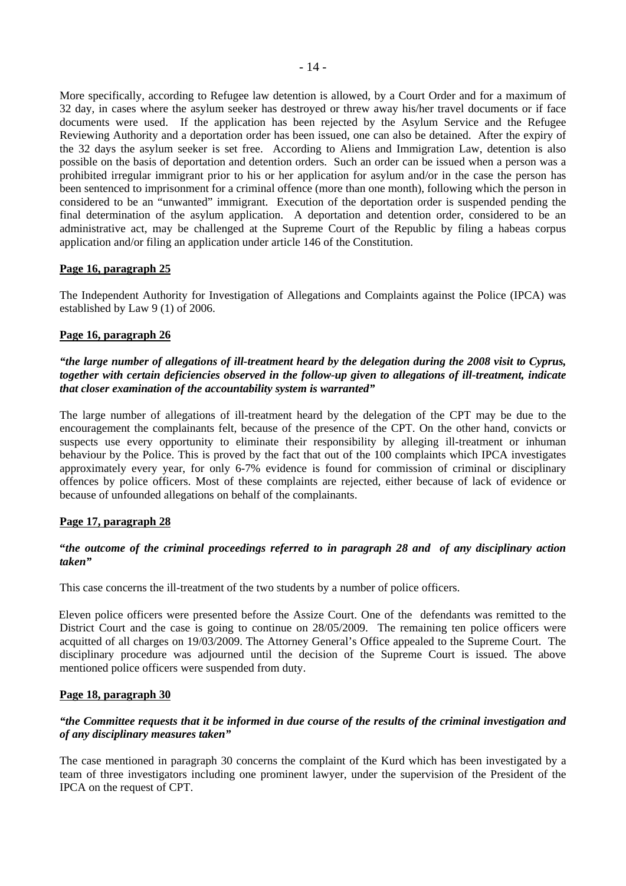More specifically, according to Refugee law detention is allowed, by a Court Order and for a maximum of 32 day, in cases where the asylum seeker has destroyed or threw away his/her travel documents or if face documents were used. If the application has been rejected by the Asylum Service and the Refugee Reviewing Authority and a deportation order has been issued, one can also be detained. After the expiry of the 32 days the asylum seeker is set free. According to Aliens and Immigration Law, detention is also possible on the basis of deportation and detention orders. Such an order can be issued when a person was a prohibited irregular immigrant prior to his or her application for asylum and/or in the case the person has been sentenced to imprisonment for a criminal offence (more than one month), following which the person in considered to be an "unwanted" immigrant. Execution of the deportation order is suspended pending the final determination of the asylum application. A deportation and detention order, considered to be an administrative act, may be challenged at the Supreme Court of the Republic by filing a habeas corpus application and/or filing an application under article 146 of the Constitution.

**Page 16, paragraph 25**

The Independent Authority for Investigation of Allegations and Complaints against the Police (IPCA) was established by Law 9 (1) of 2006.

**Page 16, paragraph 26**

***"the large number of allegations of ill-treatment heard by the delegation during the 2008 visit to Cyprus, together with certain deficiencies observed in the follow-up given to allegations of ill-treatment, indicate that closer examination of the accountability system is warranted"***

The large number of allegations of ill-treatment heard by the delegation of the CPT may be due to the encouragement the complainants felt, because of the presence of the CPT. On the other hand, convicts or suspects use every opportunity to eliminate their responsibility by alleging ill-treatment or inhuman behaviour by the Police. This is proved by the fact that out of the 100 complaints which IPCA investigates approximately every year, for only 6-7% evidence is found for commission of criminal or disciplinary offences by police officers. Most of these complaints are rejected, either because of lack of evidence or because of unfounded allegations on behalf of the complainants.

**Page 17, paragraph 28**

***"the outcome of the criminal proceedings referred to in paragraph 28 and of any disciplinary action taken"***

This case concerns the ill-treatment of the two students by a number of police officers.

Eleven police officers were presented before the Assize Court. One of the defendants was remitted to the District Court and the case is going to continue on 28/05/2009. The remaining ten police officers were acquitted of all charges on 19/03/2009. The Attorney General's Office appealed to the Supreme Court. The disciplinary procedure was adjourned until the decision of the Supreme Court is issued. The above mentioned police officers were suspended from duty.

**Page 18, paragraph 30**

***"the Committee requests that it be informed in due course of the results of the criminal investigation and of any disciplinary measures taken"***

The case mentioned in paragraph 30 concerns the complaint of the Kurd which has been investigated by a team of three investigators including one prominent lawyer, under the supervision of the President of the IPCA on the request of CPT.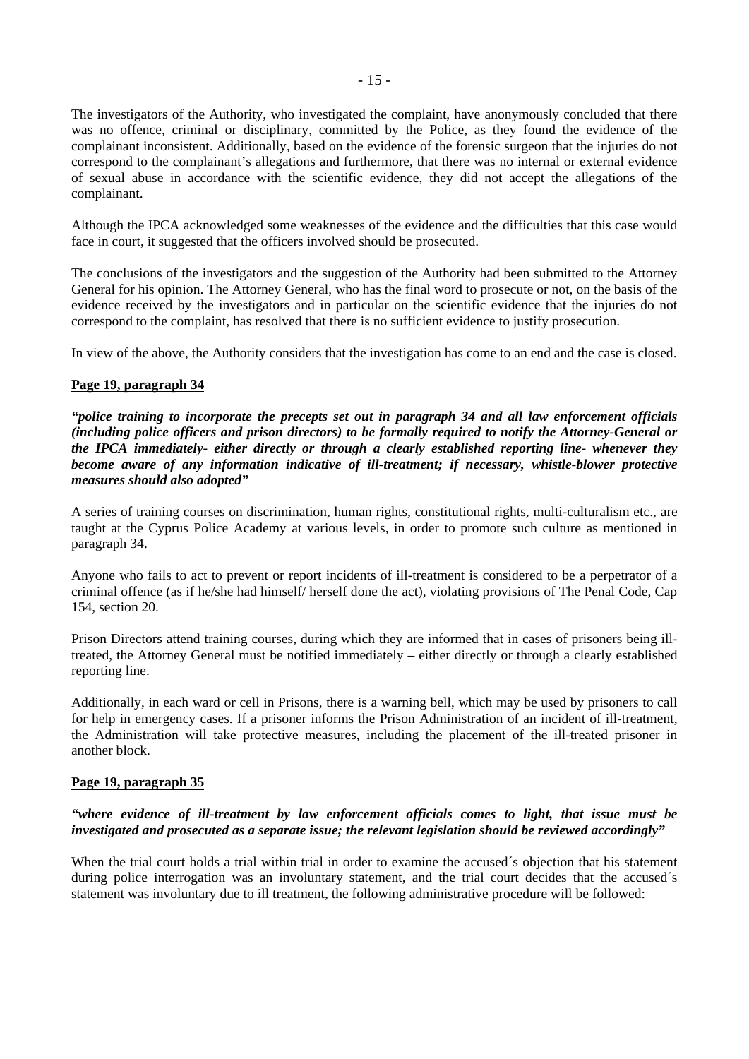The investigators of the Authority, who investigated the complaint, have anonymously concluded that there was no offence, criminal or disciplinary, committed by the Police, as they found the evidence of the complainant inconsistent. Additionally, based on the evidence of the forensic surgeon that the injuries do not correspond to the complainant's allegations and furthermore, that there was no internal or external evidence of sexual abuse in accordance with the scientific evidence, they did not accept the allegations of the complainant.

Although the IPCA acknowledged some weaknesses of the evidence and the difficulties that this case would face in court, it suggested that the officers involved should be prosecuted.

The conclusions of the investigators and the suggestion of the Authority had been submitted to the Attorney General for his opinion. The Attorney General, who has the final word to prosecute or not, on the basis of the evidence received by the investigators and in particular on the scientific evidence that the injuries do not correspond to the complaint, has resolved that there is no sufficient evidence to justify prosecution.

In view of the above, the Authority considers that the investigation has come to an end and the case is closed.

**Page 19, paragraph 34**

***"police training to incorporate the precepts set out in paragraph 34 and all law enforcement officials (including police officers and prison directors) to be formally required to notify the Attorney-General or the IPCA immediately- either directly or through a clearly established reporting line- whenever they become aware of any information indicative of ill-treatment; if necessary, whistle-blower protective measures should also adopted"***

A series of training courses on discrimination, human rights, constitutional rights, multi-culturalism etc., are taught at the Cyprus Police Academy at various levels, in order to promote such culture as mentioned in paragraph 34.

Anyone who fails to act to prevent or report incidents of ill-treatment is considered to be a perpetrator of a criminal offence (as if he/she had himself/ herself done the act), violating provisions of The Penal Code, Cap 154, section 20.

Prison Directors attend training courses, during which they are informed that in cases of prisoners being ill-treated, the Attorney General must be notified immediately – either directly or through a clearly established reporting line.

Additionally, in each ward or cell in Prisons, there is a warning bell, which may be used by prisoners to call for help in emergency cases. If a prisoner informs the Prison Administration of an incident of ill-treatment, the Administration will take protective measures, including the placement of the ill-treated prisoner in another block.

**Page 19, paragraph 35**

***"where evidence of ill-treatment by law enforcement officials comes to light, that issue must be investigated and prosecuted as a separate issue; the relevant legislation should be reviewed accordingly"***

When the trial court holds a trial within trial in order to examine the accused´s objection that his statement during police interrogation was an involuntary statement, and the trial court decides that the accused´s statement was involuntary due to ill treatment, the following administrative procedure will be followed: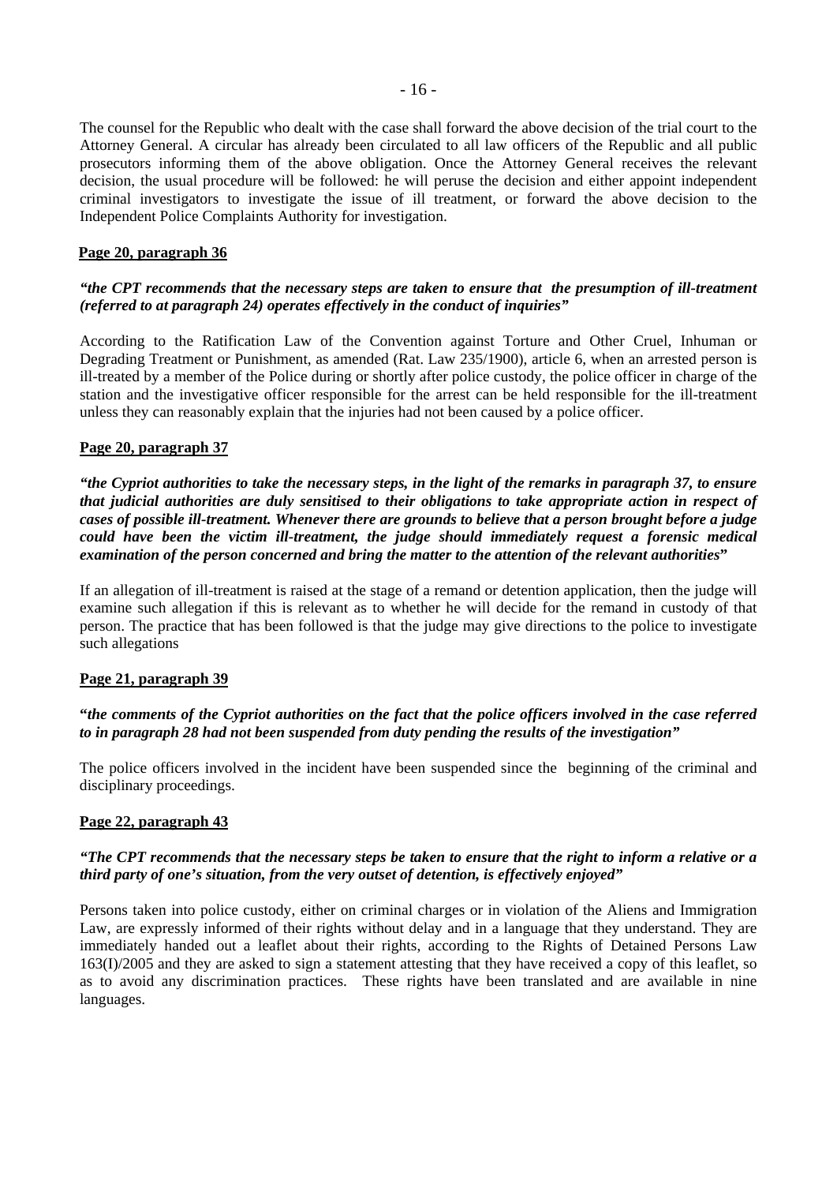The counsel for the Republic who dealt with the case shall forward the above decision of the trial court to the Attorney General. A circular has already been circulated to all law officers of the Republic and all public prosecutors informing them of the above obligation. Once the Attorney General receives the relevant decision, the usual procedure will be followed: he will peruse the decision and either appoint independent criminal investigators to investigate the issue of ill treatment, or forward the above decision to the Independent Police Complaints Authority for investigation.

**Page 20, paragraph 36**

***"the CPT recommends that the necessary steps are taken to ensure that the presumption of ill-treatment (referred to at paragraph 24) operates effectively in the conduct of inquiries"***

According to the Ratification Law of the Convention against Torture and Other Cruel, Inhuman or Degrading Treatment or Punishment, as amended (Rat. Law 235/1900), article 6, when an arrested person is ill-treated by a member of the Police during or shortly after police custody, the police officer in charge of the station and the investigative officer responsible for the arrest can be held responsible for the ill-treatment unless they can reasonably explain that the injuries had not been caused by a police officer.

**Page 20, paragraph 37**

***"the Cypriot authorities to take the necessary steps, in the light of the remarks in paragraph 37, to ensure that judicial authorities are duly sensitised to their obligations to take appropriate action in respect of cases of possible ill-treatment. Whenever there are grounds to believe that a person brought before a judge could have been the victim ill-treatment, the judge should immediately request a forensic medical examination of the person concerned and bring the matter to the attention of the relevant authorities"***

If an allegation of ill-treatment is raised at the stage of a remand or detention application, then the judge will examine such allegation if this is relevant as to whether he will decide for the remand in custody of that person. The practice that has been followed is that the judge may give directions to the police to investigate such allegations

**Page 21, paragraph 39**

***"the comments of the Cypriot authorities on the fact that the police officers involved in the case referred to in paragraph 28 had not been suspended from duty pending the results of the investigation"***

The police officers involved in the incident have been suspended since the beginning of the criminal and disciplinary proceedings.

**Page 22, paragraph 43**

***"The CPT recommends that the necessary steps be taken to ensure that the right to inform a relative or a third party of one's situation, from the very outset of detention, is effectively enjoyed"***

Persons taken into police custody, either on criminal charges or in violation of the Aliens and Immigration Law, are expressly informed of their rights without delay and in a language that they understand. They are immediately handed out a leaflet about their rights, according to the Rights of Detained Persons Law 163(I)/2005 and they are asked to sign a statement attesting that they have received a copy of this leaflet, so as to avoid any discrimination practices. These rights have been translated and are available in nine languages.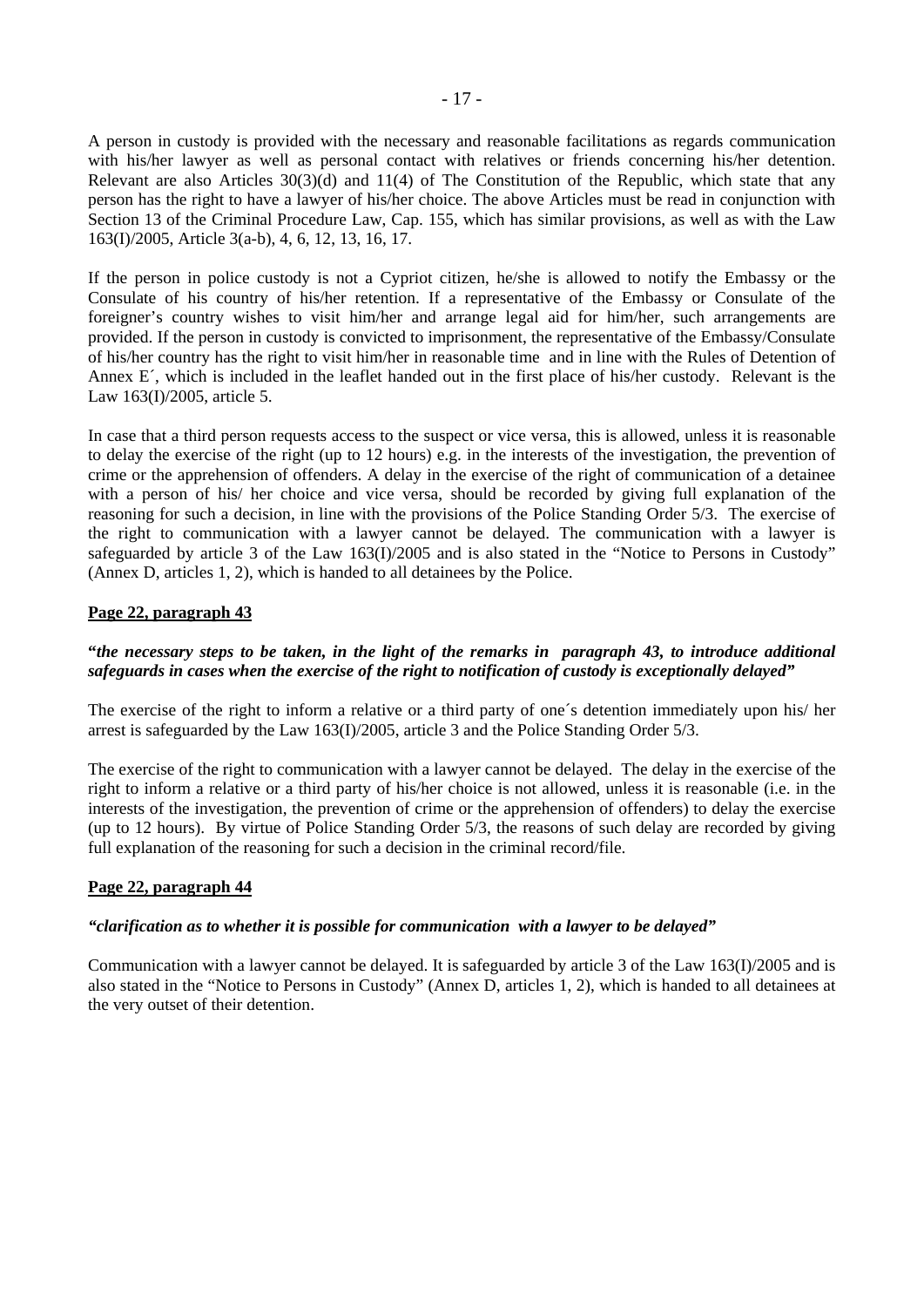A person in custody is provided with the necessary and reasonable facilitations as regards communication with his/her lawyer as well as personal contact with relatives or friends concerning his/her detention. Relevant are also Articles 30(3)(d) and 11(4) of The Constitution of the Republic, which state that any person has the right to have a lawyer of his/her choice. The above Articles must be read in conjunction with Section 13 of the Criminal Procedure Law, Cap. 155, which has similar provisions, as well as with the Law 163(I)/2005, Article 3(a-b), 4, 6, 12, 13, 16, 17.

If the person in police custody is not a Cypriot citizen, he/she is allowed to notify the Embassy or the Consulate of his country of his/her retention. If a representative of the Embassy or Consulate of the foreigner's country wishes to visit him/her and arrange legal aid for him/her, such arrangements are provided. If the person in custody is convicted to imprisonment, the representative of the Embassy/Consulate of his/her country has the right to visit him/her in reasonable time and in line with the Rules of Detention of Annex E΄, which is included in the leaflet handed out in the first place of his/her custody. Relevant is the Law 163(I)/2005, article 5.

In case that a third person requests access to the suspect or vice versa, this is allowed, unless it is reasonable to delay the exercise of the right (up to 12 hours) e.g. in the interests of the investigation, the prevention of crime or the apprehension of offenders. A delay in the exercise of the right of communication of a detainee with a person of his/ her choice and vice versa, should be recorded by giving full explanation of the reasoning for such a decision, in line with the provisions of the Police Standing Order 5/3. The exercise of the right to communication with a lawyer cannot be delayed. The communication with a lawyer is safeguarded by article 3 of the Law 163(I)/2005 and is also stated in the "Notice to Persons in Custody" (Annex D, articles 1, 2), which is handed to all detainees by the Police.

**Page 22, paragraph 43**

***"the necessary steps to be taken, in the light of the remarks in paragraph 43, to introduce additional safeguards in cases when the exercise of the right to notification of custody is exceptionally delayed"***

The exercise of the right to inform a relative or a third party of one΄s detention immediately upon his/ her arrest is safeguarded by the Law 163(I)/2005, article 3 and the Police Standing Order 5/3.

The exercise of the right to communication with a lawyer cannot be delayed. The delay in the exercise of the right to inform a relative or a third party of his/her choice is not allowed, unless it is reasonable (i.e. in the interests of the investigation, the prevention of crime or the apprehension of offenders) to delay the exercise (up to 12 hours). By virtue of Police Standing Order 5/3, the reasons of such delay are recorded by giving full explanation of the reasoning for such a decision in the criminal record/file.

**Page 22, paragraph 44**

***"clarification as to whether it is possible for communication with a lawyer to be delayed"***

Communication with a lawyer cannot be delayed. It is safeguarded by article 3 of the Law 163(I)/2005 and is also stated in the "Notice to Persons in Custody" (Annex D, articles 1, 2), which is handed to all detainees at the very outset of their detention.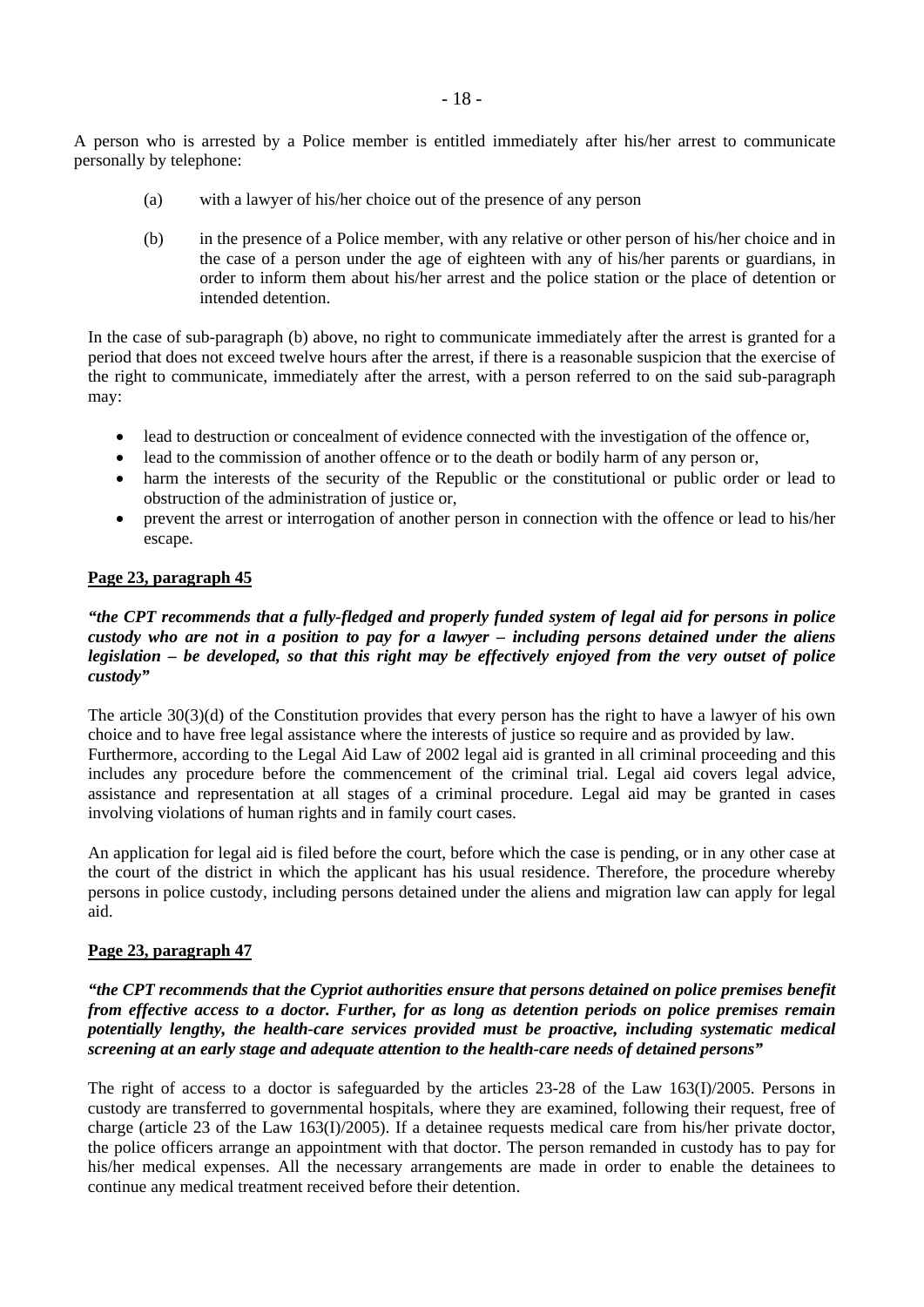A person who is arrested by a Police member is entitled immediately after his/her arrest to communicate personally by telephone:

(a) with a lawyer of his/her choice out of the presence of any person

(b) in the presence of a Police member, with any relative or other person of his/her choice and in the case of a person under the age of eighteen with any of his/her parents or guardians, in order to inform them about his/her arrest and the police station or the place of detention or intended detention.

In the case of sub-paragraph (b) above, no right to communicate immediately after the arrest is granted for a period that does not exceed twelve hours after the arrest, if there is a reasonable suspicion that the exercise of the right to communicate, immediately after the arrest, with a person referred to on the said sub-paragraph may:

- lead to destruction or concealment of evidence connected with the investigation of the offence or,
- lead to the commission of another offence or to the death or bodily harm of any person or,
- harm the interests of the security of the Republic or the constitutional or public order or lead to obstruction of the administration of justice or,
- prevent the arrest or interrogation of another person in connection with the offence or lead to his/her escape.

**Page 23, paragraph 45**

***"the CPT recommends that a fully-fledged and properly funded system of legal aid for persons in police custody who are not in a position to pay for a lawyer – including persons detained under the aliens legislation – be developed, so that this right may be effectively enjoyed from the very outset of police custody"***

The article 30(3)(d) of the Constitution provides that every person has the right to have a lawyer of his own choice and to have free legal assistance where the interests of justice so require and as provided by law. Furthermore, according to the Legal Aid Law of 2002 legal aid is granted in all criminal proceeding and this includes any procedure before the commencement of the criminal trial. Legal aid covers legal advice, assistance and representation at all stages of a criminal procedure. Legal aid may be granted in cases involving violations of human rights and in family court cases.

An application for legal aid is filed before the court, before which the case is pending, or in any other case at the court of the district in which the applicant has his usual residence. Therefore, the procedure whereby persons in police custody, including persons detained under the aliens and migration law can apply for legal aid.

**Page 23, paragraph 47**

***"the CPT recommends that the Cypriot authorities ensure that persons detained on police premises benefit from effective access to a doctor. Further, for as long as detention periods on police premises remain potentially lengthy, the health-care services provided must be proactive, including systematic medical screening at an early stage and adequate attention to the health-care needs of detained persons"***

The right of access to a doctor is safeguarded by the articles 23-28 of the Law 163(I)/2005. Persons in custody are transferred to governmental hospitals, where they are examined, following their request, free of charge (article 23 of the Law 163(I)/2005). If a detainee requests medical care from his/her private doctor, the police officers arrange an appointment with that doctor. The person remanded in custody has to pay for his/her medical expenses. All the necessary arrangements are made in order to enable the detainees to continue any medical treatment received before their detention.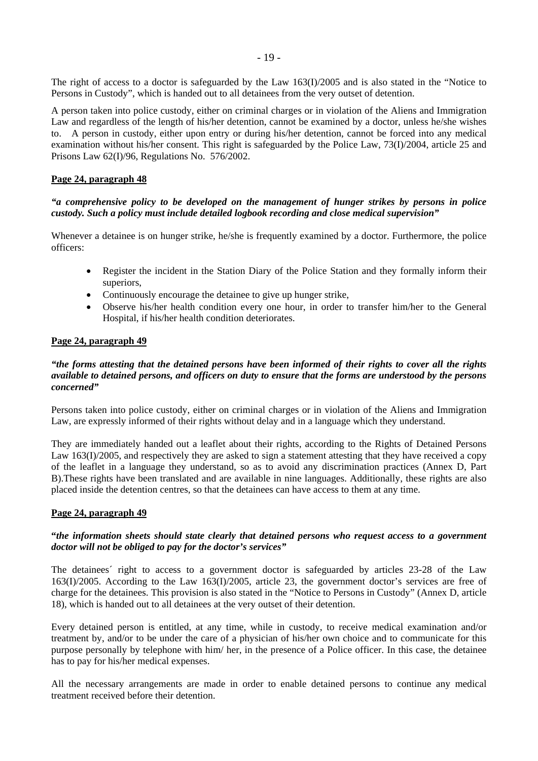The right of access to a doctor is safeguarded by the Law 163(I)/2005 and is also stated in the "Notice to Persons in Custody", which is handed out to all detainees from the very outset of detention.

A person taken into police custody, either on criminal charges or in violation of the Aliens and Immigration Law and regardless of the length of his/her detention, cannot be examined by a doctor, unless he/she wishes to. A person in custody, either upon entry or during his/her detention, cannot be forced into any medical examination without his/her consent. This right is safeguarded by the Police Law, 73(I)/2004, article 25 and Prisons Law 62(I)/96, Regulations No. 576/2002.

**Page 24, paragraph 48**

***"a comprehensive policy to be developed on the management of hunger strikes by persons in police custody. Such a policy must include detailed logbook recording and close medical supervision"***

Whenever a detainee is on hunger strike, he/she is frequently examined by a doctor. Furthermore, the police officers:

- Register the incident in the Station Diary of the Police Station and they formally inform their superiors,
- Continuously encourage the detainee to give up hunger strike,
- Observe his/her health condition every one hour, in order to transfer him/her to the General Hospital, if his/her health condition deteriorates.

**Page 24, paragraph 49**

***"the forms attesting that the detained persons have been informed of their rights to cover all the rights available to detained persons, and officers on duty to ensure that the forms are understood by the persons concerned"***

Persons taken into police custody, either on criminal charges or in violation of the Aliens and Immigration Law, are expressly informed of their rights without delay and in a language which they understand.

They are immediately handed out a leaflet about their rights, according to the Rights of Detained Persons Law 163(I)/2005, and respectively they are asked to sign a statement attesting that they have received a copy of the leaflet in a language they understand, so as to avoid any discrimination practices (Annex D, Part B).These rights have been translated and are available in nine languages. Additionally, these rights are also placed inside the detention centres, so that the detainees can have access to them at any time.

**Page 24, paragraph 49**

***"the information sheets should state clearly that detained persons who request access to a government doctor will not be obliged to pay for the doctor's services"***

The detainees´ right to access to a government doctor is safeguarded by articles 23-28 of the Law 163(I)/2005. According to the Law 163(I)/2005, article 23, the government doctor's services are free of charge for the detainees. This provision is also stated in the "Notice to Persons in Custody" (Annex D, article 18), which is handed out to all detainees at the very outset of their detention.

Every detained person is entitled, at any time, while in custody, to receive medical examination and/or treatment by, and/or to be under the care of a physician of his/her own choice and to communicate for this purpose personally by telephone with him/ her, in the presence of a Police officer. In this case, the detainee has to pay for his/her medical expenses.

All the necessary arrangements are made in order to enable detained persons to continue any medical treatment received before their detention.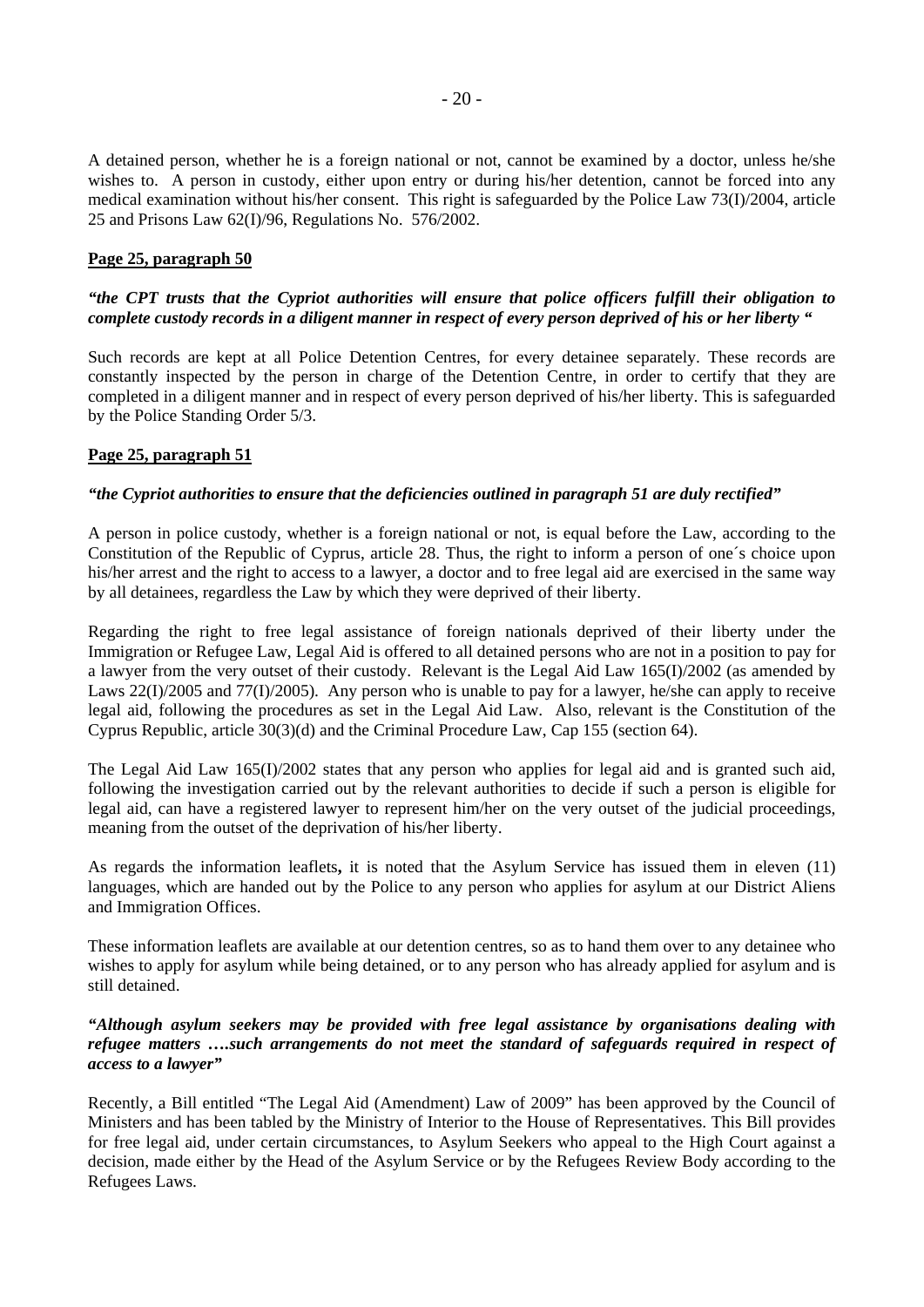A detained person, whether he is a foreign national or not, cannot be examined by a doctor, unless he/she wishes to. A person in custody, either upon entry or during his/her detention, cannot be forced into any medical examination without his/her consent. This right is safeguarded by the Police Law 73(I)/2004, article 25 and Prisons Law 62(I)/96, Regulations No. 576/2002.

**Page 25, paragraph 50**

***"the CPT trusts that the Cypriot authorities will ensure that police officers fulfill their obligation to complete custody records in a diligent manner in respect of every person deprived of his or her liberty "***

Such records are kept at all Police Detention Centres, for every detainee separately. These records are constantly inspected by the person in charge of the Detention Centre, in order to certify that they are completed in a diligent manner and in respect of every person deprived of his/her liberty. This is safeguarded by the Police Standing Order 5/3.

**Page 25, paragraph 51**

***"the Cypriot authorities to ensure that the deficiencies outlined in paragraph 51 are duly rectified"***

A person in police custody, whether is a foreign national or not, is equal before the Law, according to the Constitution of the Republic of Cyprus, article 28. Thus, the right to inform a person of one´s choice upon his/her arrest and the right to access to a lawyer, a doctor and to free legal aid are exercised in the same way by all detainees, regardless the Law by which they were deprived of their liberty.

Regarding the right to free legal assistance of foreign nationals deprived of their liberty under the Immigration or Refugee Law, Legal Aid is offered to all detained persons who are not in a position to pay for a lawyer from the very outset of their custody. Relevant is the Legal Aid Law 165(I)/2002 (as amended by Laws 22(I)/2005 and 77(I)/2005). Any person who is unable to pay for a lawyer, he/she can apply to receive legal aid, following the procedures as set in the Legal Aid Law. Also, relevant is the Constitution of the Cyprus Republic, article 30(3)(d) and the Criminal Procedure Law, Cap 155 (section 64).

The Legal Aid Law 165(I)/2002 states that any person who applies for legal aid and is granted such aid, following the investigation carried out by the relevant authorities to decide if such a person is eligible for legal aid, can have a registered lawyer to represent him/her on the very outset of the judicial proceedings, meaning from the outset of the deprivation of his/her liberty.

As regards the information leaflets**,** it is noted that the Asylum Service has issued them in eleven (11) languages, which are handed out by the Police to any person who applies for asylum at our District Aliens and Immigration Offices.

These information leaflets are available at our detention centres, so as to hand them over to any detainee who wishes to apply for asylum while being detained, or to any person who has already applied for asylum and is still detained.

***"Although asylum seekers may be provided with free legal assistance by organisations dealing with refugee matters ….such arrangements do not meet the standard of safeguards required in respect of access to a lawyer"***

Recently, a Bill entitled "The Legal Aid (Amendment) Law of 2009" has been approved by the Council of Ministers and has been tabled by the Ministry of Interior to the House of Representatives. This Bill provides for free legal aid, under certain circumstances, to Asylum Seekers who appeal to the High Court against a decision, made either by the Head of the Asylum Service or by the Refugees Review Body according to the Refugees Laws.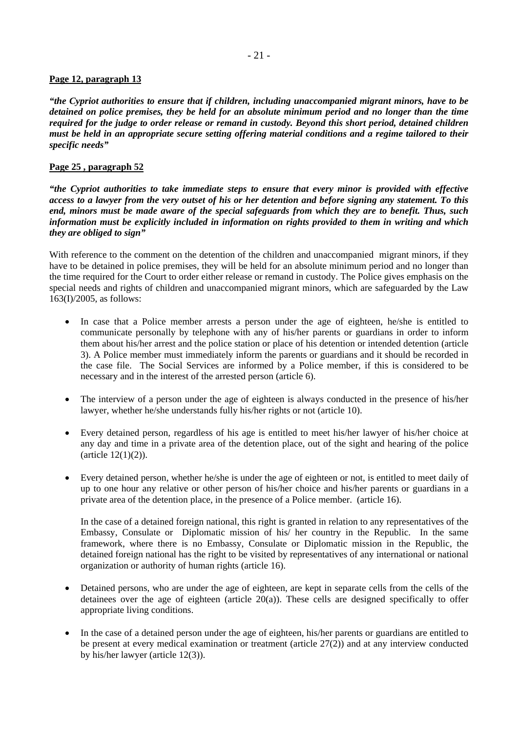**Page 12, paragraph 13**

***"the Cypriot authorities to ensure that if children, including unaccompanied migrant minors, have to be detained on police premises, they be held for an absolute minimum period and no longer than the time required for the judge to order release or remand in custody. Beyond this short period, detained children must be held in an appropriate secure setting offering material conditions and a regime tailored to their specific needs"***

**Page 25 , paragraph 52**

***"the Cypriot authorities to take immediate steps to ensure that every minor is provided with effective access to a lawyer from the very outset of his or her detention and before signing any statement. To this end, minors must be made aware of the special safeguards from which they are to benefit. Thus, such information must be explicitly included in information on rights provided to them in writing and which they are obliged to sign"***

With reference to the comment on the detention of the children and unaccompanied migrant minors, if they have to be detained in police premises, they will be held for an absolute minimum period and no longer than the time required for the Court to order either release or remand in custody. The Police gives emphasis on the special needs and rights of children and unaccompanied migrant minors, which are safeguarded by the Law 163(I)/2005, as follows:

- In case that a Police member arrests a person under the age of eighteen, he/she is entitled to communicate personally by telephone with any of his/her parents or guardians in order to inform them about his/her arrest and the police station or place of his detention or intended detention (article 3). A Police member must immediately inform the parents or guardians and it should be recorded in the case file. The Social Services are informed by a Police member, if this is considered to be necessary and in the interest of the arrested person (article 6).

- The interview of a person under the age of eighteen is always conducted in the presence of his/her lawyer, whether he/she understands fully his/her rights or not (article 10).

- Every detained person, regardless of his age is entitled to meet his/her lawyer of his/her choice at any day and time in a private area of the detention place, out of the sight and hearing of the police (article 12(1)(2)).

- Every detained person, whether he/she is under the age of eighteen or not, is entitled to meet daily of up to one hour any relative or other person of his/her choice and his/her parents or guardians in a private area of the detention place, in the presence of a Police member. (article 16).

  In the case of a detained foreign national, this right is granted in relation to any representatives of the Embassy, Consulate or Diplomatic mission of his/ her country in the Republic. In the same framework, where there is no Embassy, Consulate or Diplomatic mission in the Republic, the detained foreign national has the right to be visited by representatives of any international or national organization or authority of human rights (article 16).

- Detained persons, who are under the age of eighteen, are kept in separate cells from the cells of the detainees over the age of eighteen (article 20(a)). These cells are designed specifically to offer appropriate living conditions.

- In the case of a detained person under the age of eighteen, his/her parents or guardians are entitled to be present at every medical examination or treatment (article 27(2)) and at any interview conducted by his/her lawyer (article 12(3)).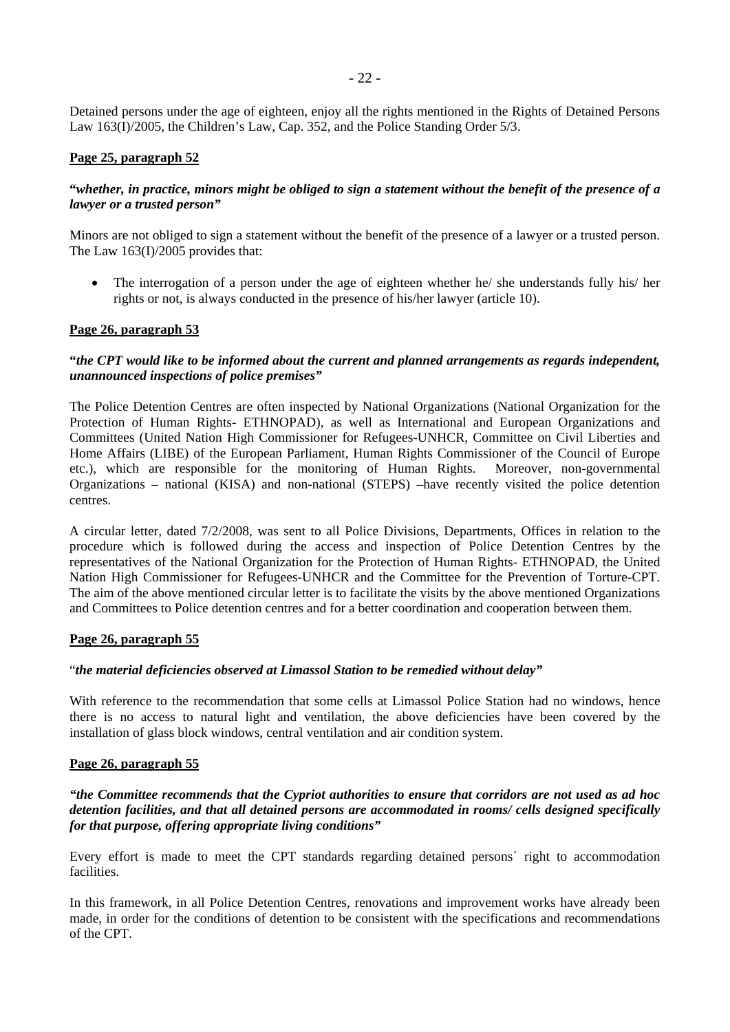Detained persons under the age of eighteen, enjoy all the rights mentioned in the Rights of Detained Persons Law 163(I)/2005, the Children's Law, Cap. 352, and the Police Standing Order 5/3.

**Page 25, paragraph 52**

***"whether, in practice, minors might be obliged to sign a statement without the benefit of the presence of a lawyer or a trusted person"***

Minors are not obliged to sign a statement without the benefit of the presence of a lawyer or a trusted person. The Law 163(I)/2005 provides that:

- The interrogation of a person under the age of eighteen whether he/ she understands fully his/ her rights or not, is always conducted in the presence of his/her lawyer (article 10).

**Page 26, paragraph 53**

***"the CPT would like to be informed about the current and planned arrangements as regards independent, unannounced inspections of police premises"***

The Police Detention Centres are often inspected by National Organizations (National Organization for the Protection of Human Rights- ETHNOPAD), as well as International and European Organizations and Committees (United Nation High Commissioner for Refugees-UNHCR, Committee on Civil Liberties and Home Affairs (LIBE) of the European Parliament, Human Rights Commissioner of the Council of Europe etc.), which are responsible for the monitoring of Human Rights. Moreover, non-governmental Organizations – national (KISA) and non-national (STEPS) –have recently visited the police detention centres.

A circular letter, dated 7/2/2008, was sent to all Police Divisions, Departments, Offices in relation to the procedure which is followed during the access and inspection of Police Detention Centres by the representatives of the National Organization for the Protection of Human Rights- ETHNOPAD, the United Nation High Commissioner for Refugees-UNHCR and the Committee for the Prevention of Torture-CPT. The aim of the above mentioned circular letter is to facilitate the visits by the above mentioned Organizations and Committees to Police detention centres and for a better coordination and cooperation between them.

**Page 26, paragraph 55**

"***the material deficiencies observed at Limassol Station to be remedied without delay"***

With reference to the recommendation that some cells at Limassol Police Station had no windows, hence there is no access to natural light and ventilation, the above deficiencies have been covered by the installation of glass block windows, central ventilation and air condition system.

**Page 26, paragraph 55**

***"the Committee recommends that the Cypriot authorities to ensure that corridors are not used as ad hoc detention facilities, and that all detained persons are accommodated in rooms/ cells designed specifically for that purpose, offering appropriate living conditions"***

Every effort is made to meet the CPT standards regarding detained persons´ right to accommodation facilities.

In this framework, in all Police Detention Centres, renovations and improvement works have already been made, in order for the conditions of detention to be consistent with the specifications and recommendations of the CPT.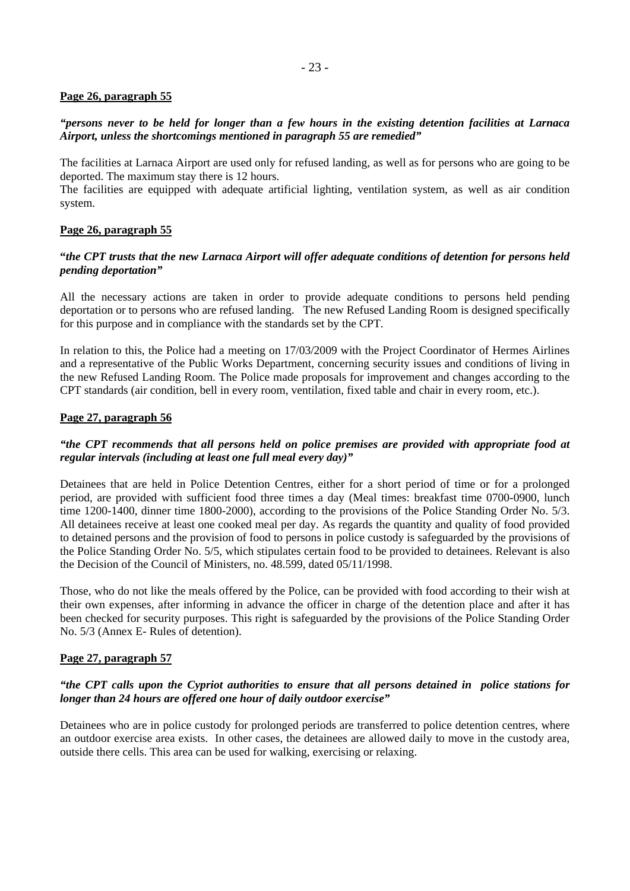**Page 26, paragraph 55**

***"persons never to be held for longer than a few hours in the existing detention facilities at Larnaca Airport, unless the shortcomings mentioned in paragraph 55 are remedied"***

The facilities at Larnaca Airport are used only for refused landing, as well as for persons who are going to be deported. The maximum stay there is 12 hours.
The facilities are equipped with adequate artificial lighting, ventilation system, as well as air condition system.

**Page 26, paragraph 55**

***"the CPT trusts that the new Larnaca Airport will offer adequate conditions of detention for persons held pending deportation"***

All the necessary actions are taken in order to provide adequate conditions to persons held pending deportation or to persons who are refused landing. The new Refused Landing Room is designed specifically for this purpose and in compliance with the standards set by the CPT.

In relation to this, the Police had a meeting on 17/03/2009 with the Project Coordinator of Hermes Airlines and a representative of the Public Works Department, concerning security issues and conditions of living in the new Refused Landing Room. The Police made proposals for improvement and changes according to the CPT standards (air condition, bell in every room, ventilation, fixed table and chair in every room, etc.).

**Page 27, paragraph 56**

***"the CPT recommends that all persons held on police premises are provided with appropriate food at regular intervals (including at least one full meal every day)"***

Detainees that are held in Police Detention Centres, either for a short period of time or for a prolonged period, are provided with sufficient food three times a day (Meal times: breakfast time 0700-0900, lunch time 1200-1400, dinner time 1800-2000), according to the provisions of the Police Standing Order No. 5/3. All detainees receive at least one cooked meal per day. As regards the quantity and quality of food provided to detained persons and the provision of food to persons in police custody is safeguarded by the provisions of the Police Standing Order No. 5/5, which stipulates certain food to be provided to detainees. Relevant is also the Decision of the Council of Ministers, no. 48.599, dated 05/11/1998.

Those, who do not like the meals offered by the Police, can be provided with food according to their wish at their own expenses, after informing in advance the officer in charge of the detention place and after it has been checked for security purposes. This right is safeguarded by the provisions of the Police Standing Order No. 5/3 (Annex E- Rules of detention).

**Page 27, paragraph 57**

***"the CPT calls upon the Cypriot authorities to ensure that all persons detained in police stations for longer than 24 hours are offered one hour of daily outdoor exercise"***

Detainees who are in police custody for prolonged periods are transferred to police detention centres, where an outdoor exercise area exists. In other cases, the detainees are allowed daily to move in the custody area, outside there cells. This area can be used for walking, exercising or relaxing.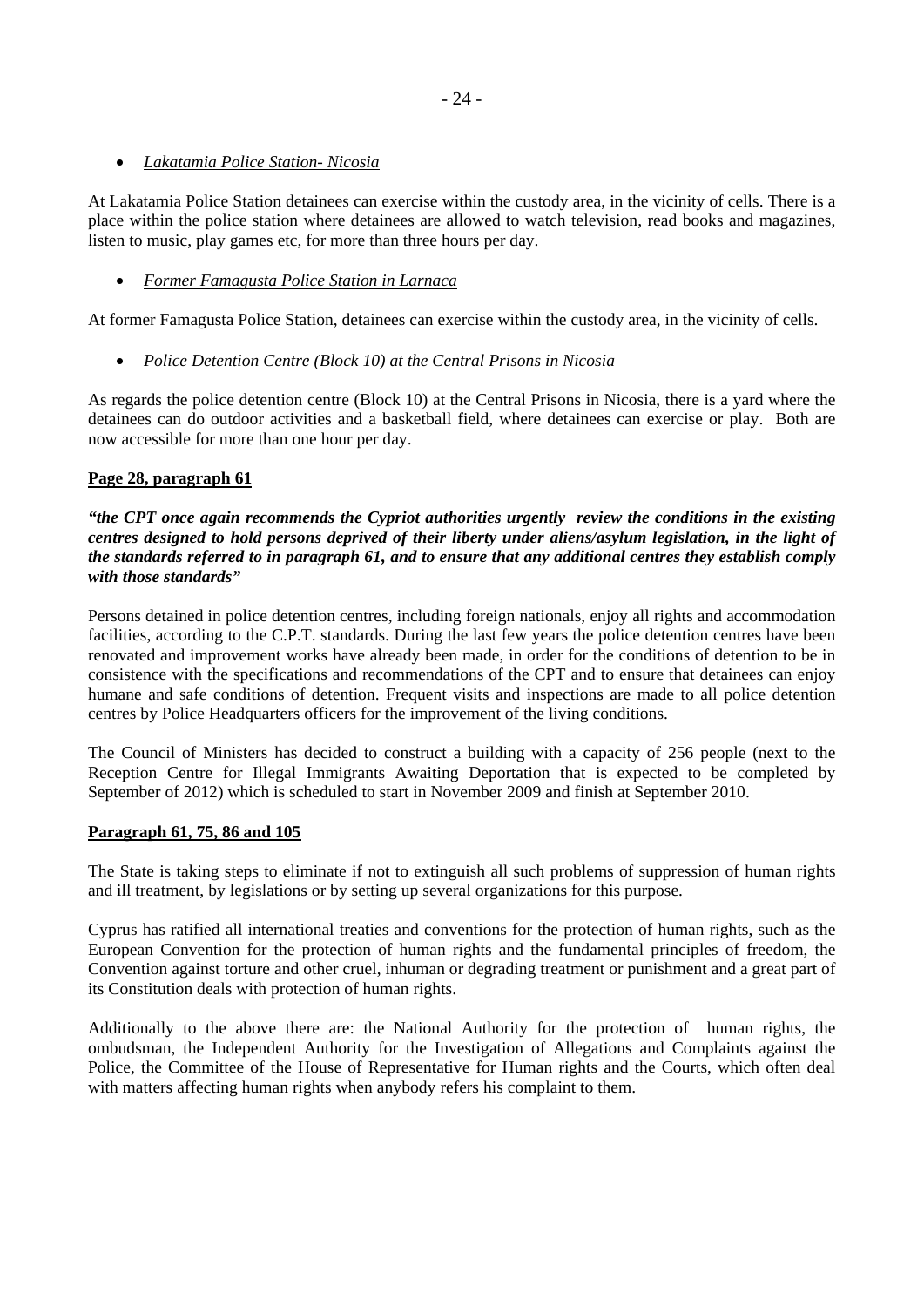- *Lakatamia Police Station- Nicosia*

At Lakatamia Police Station detainees can exercise within the custody area, in the vicinity of cells. There is a place within the police station where detainees are allowed to watch television, read books and magazines, listen to music, play games etc, for more than three hours per day.

- *Former Famagusta Police Station in Larnaca*

At former Famagusta Police Station, detainees can exercise within the custody area, in the vicinity of cells.

- *Police Detention Centre (Block 10) at the Central Prisons in Nicosia*

As regards the police detention centre (Block 10) at the Central Prisons in Nicosia, there is a yard where the detainees can do outdoor activities and a basketball field, where detainees can exercise or play. Both are now accessible for more than one hour per day.

**Page 28, paragraph 61**

***"the CPT once again recommends the Cypriot authorities urgently review the conditions in the existing centres designed to hold persons deprived of their liberty under aliens/asylum legislation, in the light of the standards referred to in paragraph 61, and to ensure that any additional centres they establish comply with those standards"***

Persons detained in police detention centres, including foreign nationals, enjoy all rights and accommodation facilities, according to the C.P.T. standards. During the last few years the police detention centres have been renovated and improvement works have already been made, in order for the conditions of detention to be in consistence with the specifications and recommendations of the CPT and to ensure that detainees can enjoy humane and safe conditions of detention. Frequent visits and inspections are made to all police detention centres by Police Headquarters officers for the improvement of the living conditions.

The Council of Ministers has decided to construct a building with a capacity of 256 people (next to the Reception Centre for Illegal Immigrants Awaiting Deportation that is expected to be completed by September of 2012) which is scheduled to start in November 2009 and finish at September 2010.

**Paragraph 61, 75, 86 and 105**

The State is taking steps to eliminate if not to extinguish all such problems of suppression of human rights and ill treatment, by legislations or by setting up several organizations for this purpose.

Cyprus has ratified all international treaties and conventions for the protection of human rights, such as the European Convention for the protection of human rights and the fundamental principles of freedom, the Convention against torture and other cruel, inhuman or degrading treatment or punishment and a great part of its Constitution deals with protection of human rights.

Additionally to the above there are: the National Authority for the protection of human rights, the ombudsman, the Independent Authority for the Investigation of Allegations and Complaints against the Police, the Committee of the House of Representative for Human rights and the Courts, which often deal with matters affecting human rights when anybody refers his complaint to them.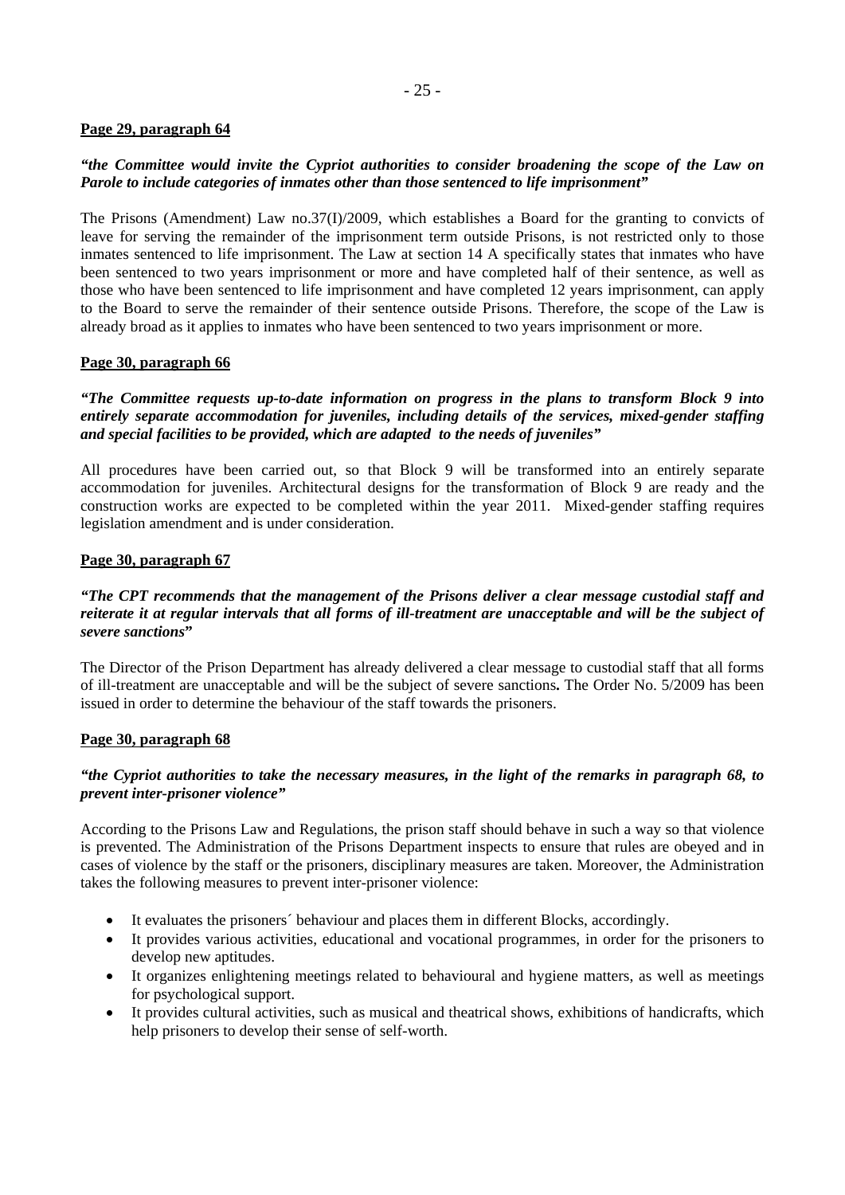**Page 29, paragraph 64**

***"the Committee would invite the Cypriot authorities to consider broadening the scope of the Law on Parole to include categories of inmates other than those sentenced to life imprisonment"***

The Prisons (Amendment) Law no.37(I)/2009, which establishes a Board for the granting to convicts of leave for serving the remainder of the imprisonment term outside Prisons, is not restricted only to those inmates sentenced to life imprisonment. The Law at section 14 A specifically states that inmates who have been sentenced to two years imprisonment or more and have completed half of their sentence, as well as those who have been sentenced to life imprisonment and have completed 12 years imprisonment, can apply to the Board to serve the remainder of their sentence outside Prisons. Therefore, the scope of the Law is already broad as it applies to inmates who have been sentenced to two years imprisonment or more.

**Page 30, paragraph 66**

***"The Committee requests up-to-date information on progress in the plans to transform Block 9 into entirely separate accommodation for juveniles, including details of the services, mixed-gender staffing and special facilities to be provided, which are adapted to the needs of juveniles"***

All procedures have been carried out, so that Block 9 will be transformed into an entirely separate accommodation for juveniles. Architectural designs for the transformation of Block 9 are ready and the construction works are expected to be completed within the year 2011. Mixed-gender staffing requires legislation amendment and is under consideration.

**Page 30, paragraph 67**

***"The CPT recommends that the management of the Prisons deliver a clear message custodial staff and reiterate it at regular intervals that all forms of ill-treatment are unacceptable and will be the subject of severe sanctions"***

The Director of the Prison Department has already delivered a clear message to custodial staff that all forms of ill-treatment are unacceptable and will be the subject of severe sanctions**.** The Order No. 5/2009 has been issued in order to determine the behaviour of the staff towards the prisoners.

**Page 30, paragraph 68**

***"the Cypriot authorities to take the necessary measures, in the light of the remarks in paragraph 68, to prevent inter-prisoner violence"***

According to the Prisons Law and Regulations, the prison staff should behave in such a way so that violence is prevented. The Administration of the Prisons Department inspects to ensure that rules are obeyed and in cases of violence by the staff or the prisoners, disciplinary measures are taken. Moreover, the Administration takes the following measures to prevent inter-prisoner violence:

- It evaluates the prisoners´ behaviour and places them in different Blocks, accordingly.
- It provides various activities, educational and vocational programmes, in order for the prisoners to develop new aptitudes.
- It organizes enlightening meetings related to behavioural and hygiene matters, as well as meetings for psychological support.
- It provides cultural activities, such as musical and theatrical shows, exhibitions of handicrafts, which help prisoners to develop their sense of self-worth.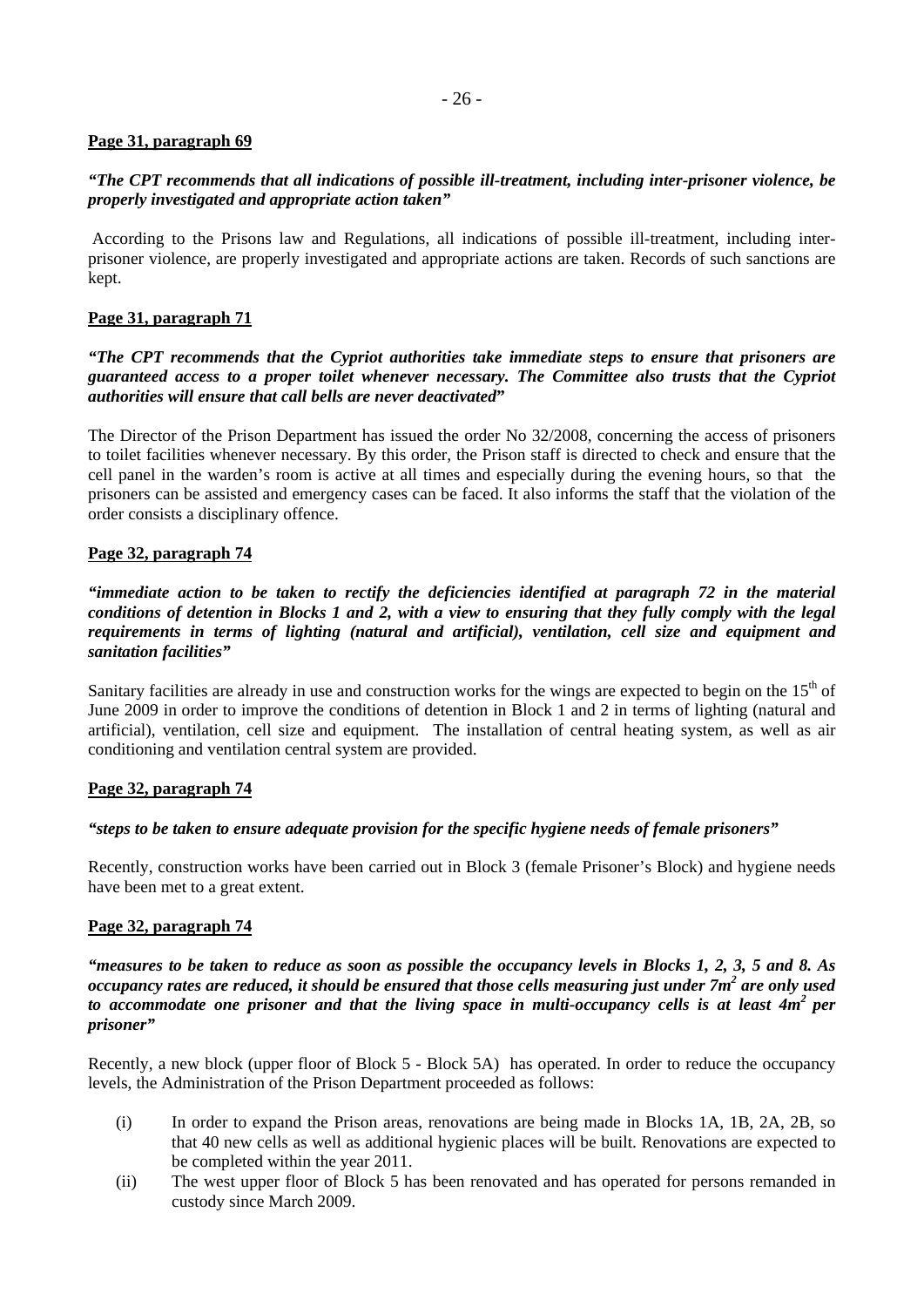**Page 31, paragraph 69**

***"The CPT recommends that all indications of possible ill-treatment, including inter-prisoner violence, be properly investigated and appropriate action taken"***

According to the Prisons law and Regulations, all indications of possible ill-treatment, including inter-prisoner violence, are properly investigated and appropriate actions are taken. Records of such sanctions are kept.

**Page 31, paragraph 71**

***"The CPT recommends that the Cypriot authorities take immediate steps to ensure that prisoners are guaranteed access to a proper toilet whenever necessary. The Committee also trusts that the Cypriot authorities will ensure that call bells are never deactivated"***

The Director of the Prison Department has issued the order No 32/2008, concerning the access of prisoners to toilet facilities whenever necessary. By this order, the Prison staff is directed to check and ensure that the cell panel in the warden's room is active at all times and especially during the evening hours, so that the prisoners can be assisted and emergency cases can be faced. It also informs the staff that the violation of the order consists a disciplinary offence.

**Page 32, paragraph 74**

***"immediate action to be taken to rectify the deficiencies identified at paragraph 72 in the material conditions of detention in Blocks 1 and 2, with a view to ensuring that they fully comply with the legal requirements in terms of lighting (natural and artificial), ventilation, cell size and equipment and sanitation facilities"***

Sanitary facilities are already in use and construction works for the wings are expected to begin on the 15th of June 2009 in order to improve the conditions of detention in Block 1 and 2 in terms of lighting (natural and artificial), ventilation, cell size and equipment. The installation of central heating system, as well as air conditioning and ventilation central system are provided.

**Page 32, paragraph 74**

***"steps to be taken to ensure adequate provision for the specific hygiene needs of female prisoners"***

Recently, construction works have been carried out in Block 3 (female Prisoner's Block) and hygiene needs have been met to a great extent.

**Page 32, paragraph 74**

***"measures to be taken to reduce as soon as possible the occupancy levels in Blocks 1, 2, 3, 5 and 8. As occupancy rates are reduced, it should be ensured that those cells measuring just under 7m$^2$ are only used to accommodate one prisoner and that the living space in multi-occupancy cells is at least 4m$^2$ per prisoner"***

Recently, a new block (upper floor of Block 5 - Block 5A) has operated. In order to reduce the occupancy levels, the Administration of the Prison Department proceeded as follows:

(i) In order to expand the Prison areas, renovations are being made in Blocks 1A, 1B, 2A, 2B, so that 40 new cells as well as additional hygienic places will be built. Renovations are expected to be completed within the year 2011.

(ii) The west upper floor of Block 5 has been renovated and has operated for persons remanded in custody since March 2009.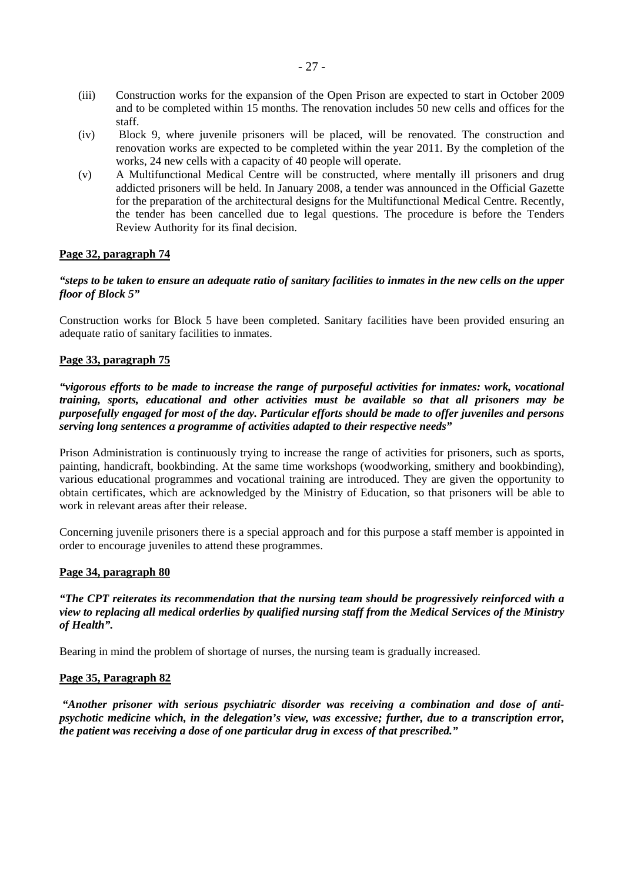(iii) Construction works for the expansion of the Open Prison are expected to start in October 2009 and to be completed within 15 months. The renovation includes 50 new cells and offices for the staff.

(iv) Block 9, where juvenile prisoners will be placed, will be renovated. The construction and renovation works are expected to be completed within the year 2011. By the completion of the works, 24 new cells with a capacity of 40 people will operate.

(v) A Multifunctional Medical Centre will be constructed, where mentally ill prisoners and drug addicted prisoners will be held. In January 2008, a tender was announced in the Official Gazette for the preparation of the architectural designs for the Multifunctional Medical Centre. Recently, the tender has been cancelled due to legal questions. The procedure is before the Tenders Review Authority for its final decision.

**Page 32, paragraph 74**

***"steps to be taken to ensure an adequate ratio of sanitary facilities to inmates in the new cells on the upper floor of Block 5"***

Construction works for Block 5 have been completed. Sanitary facilities have been provided ensuring an adequate ratio of sanitary facilities to inmates.

**Page 33, paragraph 75**

***"vigorous efforts to be made to increase the range of purposeful activities for inmates: work, vocational training, sports, educational and other activities must be available so that all prisoners may be purposefully engaged for most of the day. Particular efforts should be made to offer juveniles and persons serving long sentences a programme of activities adapted to their respective needs"***

Prison Administration is continuously trying to increase the range of activities for prisoners, such as sports, painting, handicraft, bookbinding. At the same time workshops (woodworking, smithery and bookbinding), various educational programmes and vocational training are introduced. They are given the opportunity to obtain certificates, which are acknowledged by the Ministry of Education, so that prisoners will be able to work in relevant areas after their release.

Concerning juvenile prisoners there is a special approach and for this purpose a staff member is appointed in order to encourage juveniles to attend these programmes.

**Page 34, paragraph 80**

***"The CPT reiterates its recommendation that the nursing team should be progressively reinforced with a view to replacing all medical orderlies by qualified nursing staff from the Medical Services of the Ministry of Health".***

Bearing in mind the problem of shortage of nurses, the nursing team is gradually increased.

**Page 35, Paragraph 82**

***"Another prisoner with serious psychiatric disorder was receiving a combination and dose of anti-psychotic medicine which, in the delegation's view, was excessive; further, due to a transcription error, the patient was receiving a dose of one particular drug in excess of that prescribed."***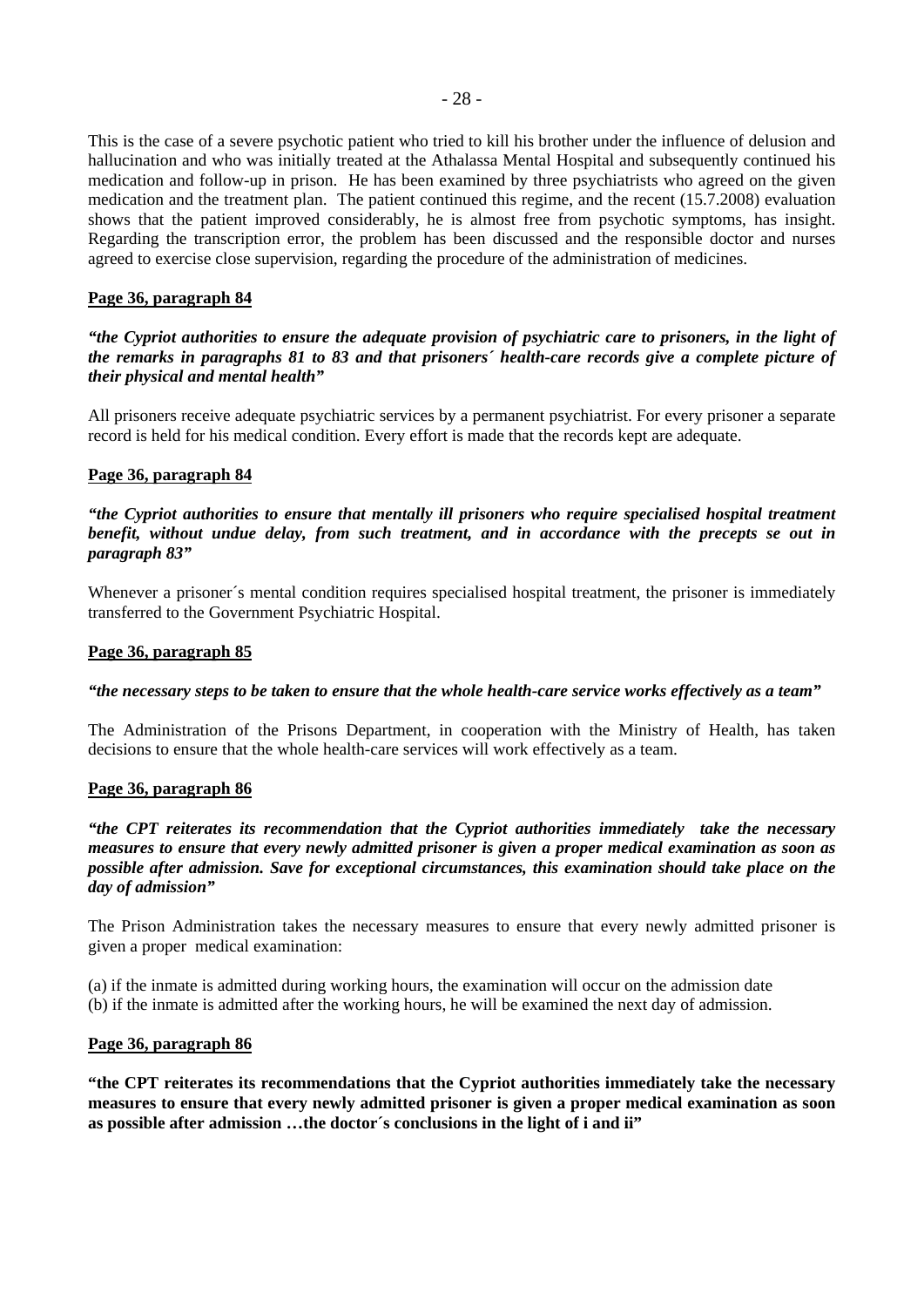This is the case of a severe psychotic patient who tried to kill his brother under the influence of delusion and hallucination and who was initially treated at the Athalassa Mental Hospital and subsequently continued his medication and follow-up in prison. He has been examined by three psychiatrists who agreed on the given medication and the treatment plan. The patient continued this regime, and the recent (15.7.2008) evaluation shows that the patient improved considerably, he is almost free from psychotic symptoms, has insight. Regarding the transcription error, the problem has been discussed and the responsible doctor and nurses agreed to exercise close supervision, regarding the procedure of the administration of medicines.

**<u>Page 36, paragraph 84</u>**

***"the Cypriot authorities to ensure the adequate provision of psychiatric care to prisoners, in the light of the remarks in paragraphs 81 to 83 and that prisoners´ health-care records give a complete picture of their physical and mental health"***

All prisoners receive adequate psychiatric services by a permanent psychiatrist. For every prisoner a separate record is held for his medical condition. Every effort is made that the records kept are adequate.

**<u>Page 36, paragraph 84</u>**

***"the Cypriot authorities to ensure that mentally ill prisoners who require specialised hospital treatment benefit, without undue delay, from such treatment, and in accordance with the precepts se out in paragraph 83"***

Whenever a prisoner´s mental condition requires specialised hospital treatment, the prisoner is immediately transferred to the Government Psychiatric Hospital.

**<u>Page 36, paragraph 85</u>**

***"the necessary steps to be taken to ensure that the whole health-care service works effectively as a team"***

The Administration of the Prisons Department, in cooperation with the Ministry of Health, has taken decisions to ensure that the whole health-care services will work effectively as a team.

**<u>Page 36, paragraph 86</u>**

***"the CPT reiterates its recommendation that the Cypriot authorities immediately take the necessary measures to ensure that every newly admitted prisoner is given a proper medical examination as soon as possible after admission. Save for exceptional circumstances, this examination should take place on the day of admission"***

The Prison Administration takes the necessary measures to ensure that every newly admitted prisoner is given a proper medical examination:

(a) if the inmate is admitted during working hours, the examination will occur on the admission date
(b) if the inmate is admitted after the working hours, he will be examined the next day of admission.

**<u>Page 36, paragraph 86</u>**

**"the CPT reiterates its recommendations that the Cypriot authorities immediately take the necessary measures to ensure that every newly admitted prisoner is given a proper medical examination as soon as possible after admission …the doctor´s conclusions in the light of i and ii"**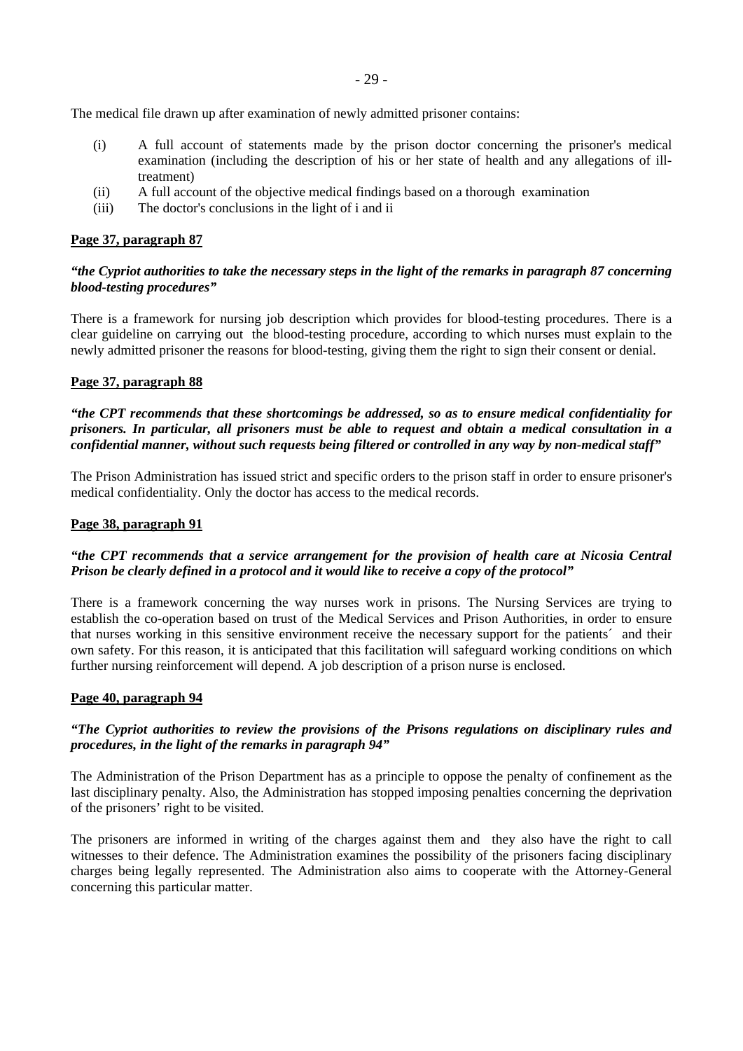The medical file drawn up after examination of newly admitted prisoner contains:

(i) A full account of statements made by the prison doctor concerning the prisoner's medical examination (including the description of his or her state of health and any allegations of ill-treatment)
(ii) A full account of the objective medical findings based on a thorough examination
(iii) The doctor's conclusions in the light of i and ii

**Page 37, paragraph 87**

***"the Cypriot authorities to take the necessary steps in the light of the remarks in paragraph 87 concerning blood-testing procedures"***

There is a framework for nursing job description which provides for blood-testing procedures. There is a clear guideline on carrying out the blood-testing procedure, according to which nurses must explain to the newly admitted prisoner the reasons for blood-testing, giving them the right to sign their consent or denial.

**Page 37, paragraph 88**

***"the CPT recommends that these shortcomings be addressed, so as to ensure medical confidentiality for prisoners. In particular, all prisoners must be able to request and obtain a medical consultation in a confidential manner, without such requests being filtered or controlled in any way by non-medical staff"***

The Prison Administration has issued strict and specific orders to the prison staff in order to ensure prisoner's medical confidentiality. Only the doctor has access to the medical records.

**Page 38, paragraph 91**

***"the CPT recommends that a service arrangement for the provision of health care at Nicosia Central Prison be clearly defined in a protocol and it would like to receive a copy of the protocol"***

There is a framework concerning the way nurses work in prisons. The Nursing Services are trying to establish the co-operation based on trust of the Medical Services and Prison Authorities, in order to ensure that nurses working in this sensitive environment receive the necessary support for the patients´ and their own safety. For this reason, it is anticipated that this facilitation will safeguard working conditions on which further nursing reinforcement will depend. A job description of a prison nurse is enclosed.

**Page 40, paragraph 94**

***"The Cypriot authorities to review the provisions of the Prisons regulations on disciplinary rules and procedures, in the light of the remarks in paragraph 94"***

The Administration of the Prison Department has as a principle to oppose the penalty of confinement as the last disciplinary penalty. Also, the Administration has stopped imposing penalties concerning the deprivation of the prisoners' right to be visited.

The prisoners are informed in writing of the charges against them and they also have the right to call witnesses to their defence. The Administration examines the possibility of the prisoners facing disciplinary charges being legally represented. The Administration also aims to cooperate with the Attorney-General concerning this particular matter.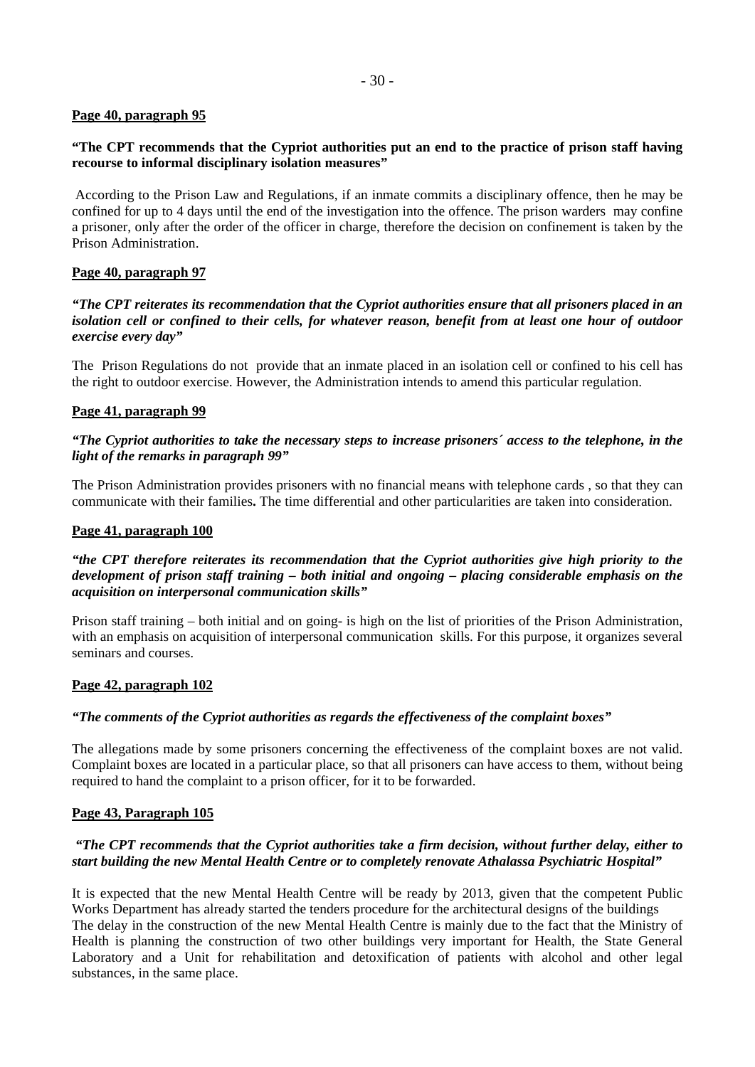**Page 40, paragraph 95**

**"The CPT recommends that the Cypriot authorities put an end to the practice of prison staff having recourse to informal disciplinary isolation measures"**

According to the Prison Law and Regulations, if an inmate commits a disciplinary offence, then he may be confined for up to 4 days until the end of the investigation into the offence. The prison warders may confine a prisoner, only after the order of the officer in charge, therefore the decision on confinement is taken by the Prison Administration.

**Page 40, paragraph 97**

***"The CPT reiterates its recommendation that the Cypriot authorities ensure that all prisoners placed in an isolation cell or confined to their cells, for whatever reason, benefit from at least one hour of outdoor exercise every day"***

The Prison Regulations do not provide that an inmate placed in an isolation cell or confined to his cell has the right to outdoor exercise. However, the Administration intends to amend this particular regulation.

**Page 41, paragraph 99**

***"The Cypriot authorities to take the necessary steps to increase prisoners´ access to the telephone, in the light of the remarks in paragraph 99"***

The Prison Administration provides prisoners with no financial means with telephone cards , so that they can communicate with their families**.** The time differential and other particularities are taken into consideration.

**Page 41, paragraph 100**

***"the CPT therefore reiterates its recommendation that the Cypriot authorities give high priority to the development of prison staff training – both initial and ongoing – placing considerable emphasis on the acquisition on interpersonal communication skills"***

Prison staff training – both initial and on going- is high on the list of priorities of the Prison Administration, with an emphasis on acquisition of interpersonal communication skills. For this purpose, it organizes several seminars and courses.

**Page 42, paragraph 102**

***"The comments of the Cypriot authorities as regards the effectiveness of the complaint boxes"***

The allegations made by some prisoners concerning the effectiveness of the complaint boxes are not valid. Complaint boxes are located in a particular place, so that all prisoners can have access to them, without being required to hand the complaint to a prison officer, for it to be forwarded.

**Page 43, Paragraph 105**

***"The CPT recommends that the Cypriot authorities take a firm decision, without further delay, either to start building the new Mental Health Centre or to completely renovate Athalassa Psychiatric Hospital"***

It is expected that the new Mental Health Centre will be ready by 2013, given that the competent Public Works Department has already started the tenders procedure for the architectural designs of the buildings
The delay in the construction of the new Mental Health Centre is mainly due to the fact that the Ministry of Health is planning the construction of two other buildings very important for Health, the State General Laboratory and a Unit for rehabilitation and detoxification of patients with alcohol and other legal substances, in the same place.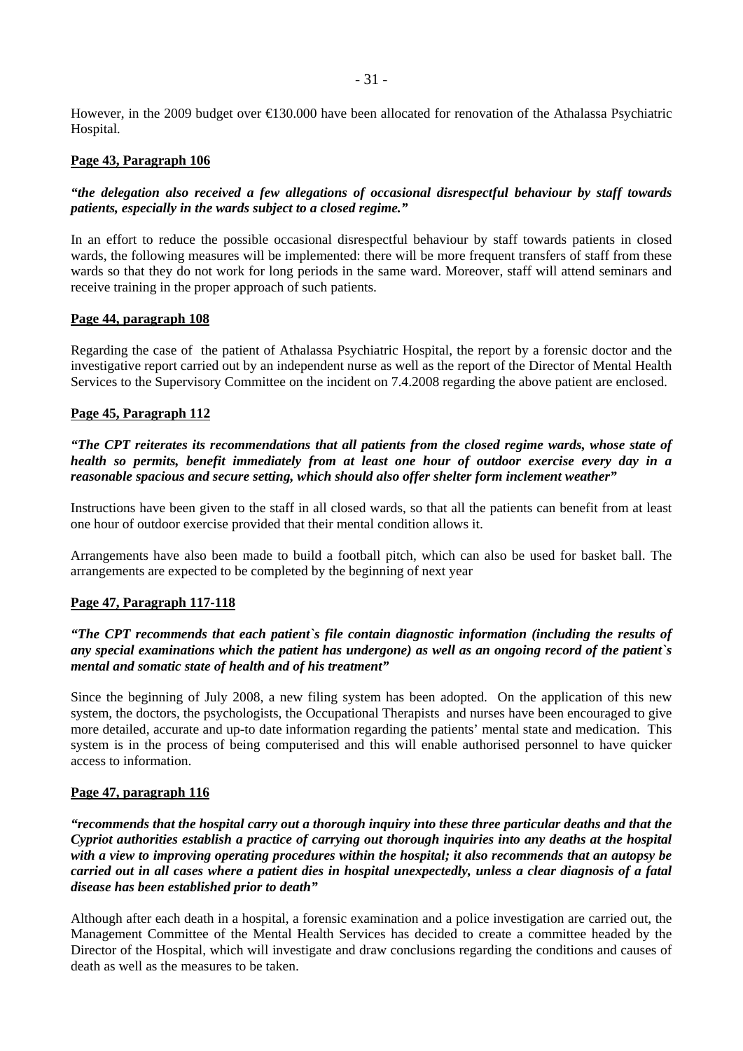However, in the 2009 budget over €130.000 have been allocated for renovation of the Athalassa Psychiatric Hospital.

**Page 43, Paragraph 106**

***"the delegation also received a few allegations of occasional disrespectful behaviour by staff towards patients, especially in the wards subject to a closed regime."***

In an effort to reduce the possible occasional disrespectful behaviour by staff towards patients in closed wards, the following measures will be implemented: there will be more frequent transfers of staff from these wards so that they do not work for long periods in the same ward. Moreover, staff will attend seminars and receive training in the proper approach of such patients.

**Page 44, paragraph 108**

Regarding the case of  the patient of Athalassa Psychiatric Hospital, the report by a forensic doctor and the investigative report carried out by an independent nurse as well as the report of the Director of Mental Health Services to the Supervisory Committee on the incident on 7.4.2008 regarding the above patient are enclosed.

**Page 45, Paragraph 112**

***"The CPT reiterates its recommendations that all patients from the closed regime wards, whose state of health so permits, benefit immediately from at least one hour of outdoor exercise every day in a reasonable spacious and secure setting, which should also offer shelter form inclement weather"***

Instructions have been given to the staff in all closed wards, so that all the patients can benefit from at least one hour of outdoor exercise provided that their mental condition allows it.

Arrangements have also been made to build a football pitch, which can also be used for basket ball. The arrangements are expected to be completed by the beginning of next year

**Page 47, Paragraph 117-118**

***"The CPT recommends that each patient`s file contain diagnostic information (including the results of any special examinations which the patient has undergone) as well as an ongoing record of the patient`s mental and somatic state of health and of his treatment"***

Since the beginning of July 2008, a new filing system has been adopted. On the application of this new system, the doctors, the psychologists, the Occupational Therapists and nurses have been encouraged to give more detailed, accurate and up-to date information regarding the patients' mental state and medication. This system is in the process of being computerised and this will enable authorised personnel to have quicker access to information.

**Page 47, paragraph 116**

***"recommends that the hospital carry out a thorough inquiry into these three particular deaths and that the Cypriot authorities establish a practice of carrying out thorough inquiries into any deaths at the hospital with a view to improving operating procedures within the hospital; it also recommends that an autopsy be carried out in all cases where a patient dies in hospital unexpectedly, unless a clear diagnosis of a fatal disease has been established prior to death"***

Although after each death in a hospital, a forensic examination and a police investigation are carried out, the Management Committee of the Mental Health Services has decided to create a committee headed by the Director of the Hospital, which will investigate and draw conclusions regarding the conditions and causes of death as well as the measures to be taken.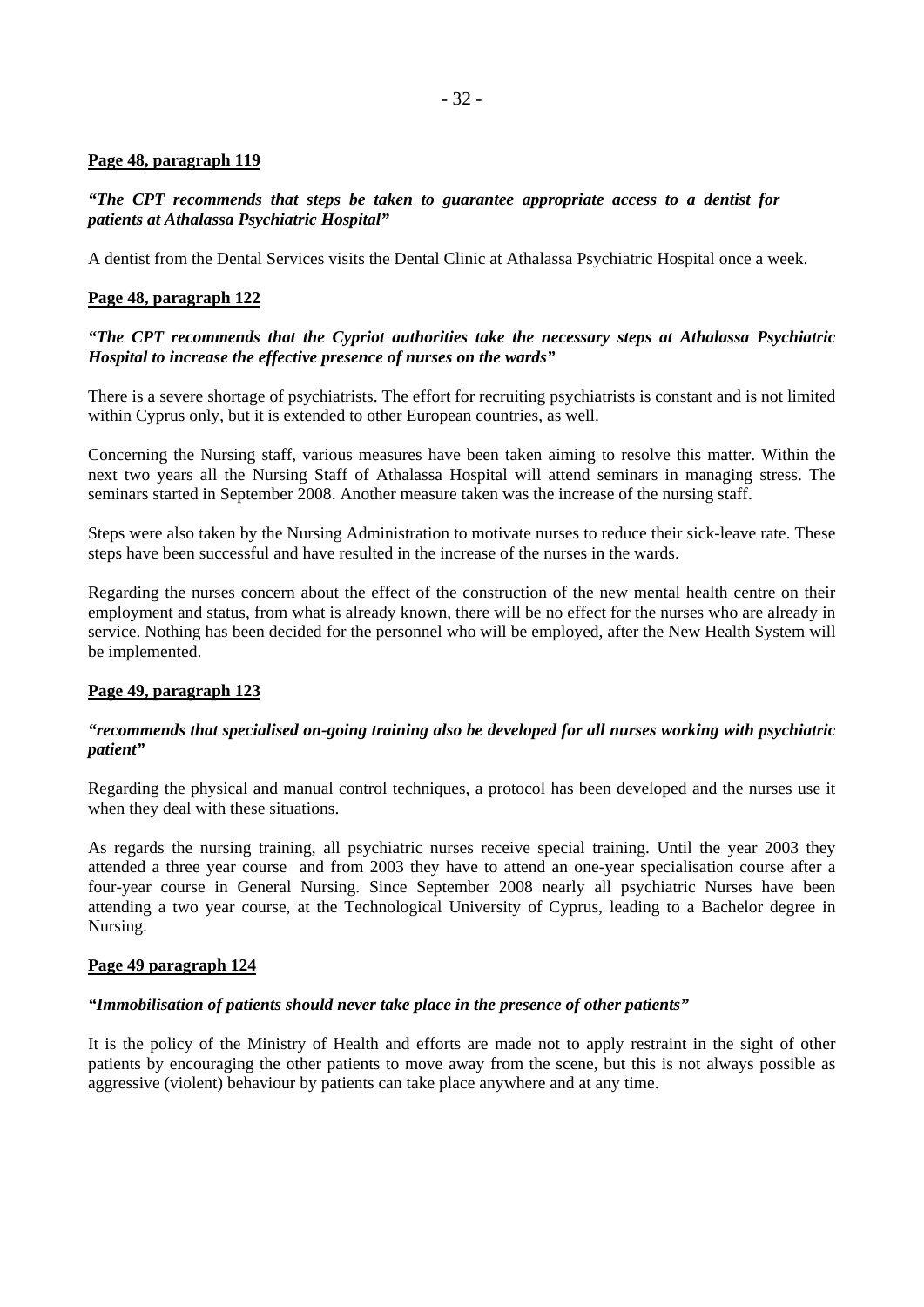**Page 48, paragraph 119**

***"The CPT recommends that steps be taken to guarantee appropriate access to a dentist for patients at Athalassa Psychiatric Hospital"***

A dentist from the Dental Services visits the Dental Clinic at Athalassa Psychiatric Hospital once a week.

**Page 48, paragraph 122**

***"The CPT recommends that the Cypriot authorities take the necessary steps at Athalassa Psychiatric Hospital to increase the effective presence of nurses on the wards"***

There is a severe shortage of psychiatrists. The effort for recruiting psychiatrists is constant and is not limited within Cyprus only, but it is extended to other European countries, as well.

Concerning the Nursing staff, various measures have been taken aiming to resolve this matter. Within the next two years all the Nursing Staff of Athalassa Hospital will attend seminars in managing stress. The seminars started in September 2008. Another measure taken was the increase of the nursing staff.

Steps were also taken by the Nursing Administration to motivate nurses to reduce their sick-leave rate. These steps have been successful and have resulted in the increase of the nurses in the wards.

Regarding the nurses concern about the effect of the construction of the new mental health centre on their employment and status, from what is already known, there will be no effect for the nurses who are already in service. Nothing has been decided for the personnel who will be employed, after the New Health System will be implemented.

**Page 49, paragraph 123**

***"recommends that specialised on-going training also be developed for all nurses working with psychiatric patient"***

Regarding the physical and manual control techniques, a protocol has been developed and the nurses use it when they deal with these situations.

As regards the nursing training, all psychiatric nurses receive special training. Until the year 2003 they attended a three year course and from 2003 they have to attend an one-year specialisation course after a four-year course in General Nursing. Since September 2008 nearly all psychiatric Nurses have been attending a two year course, at the Technological University of Cyprus, leading to a Bachelor degree in Nursing.

**Page 49 paragraph 124**

***"Immobilisation of patients should never take place in the presence of other patients"***

It is the policy of the Ministry of Health and efforts are made not to apply restraint in the sight of other patients by encouraging the other patients to move away from the scene, but this is not always possible as aggressive (violent) behaviour by patients can take place anywhere and at any time.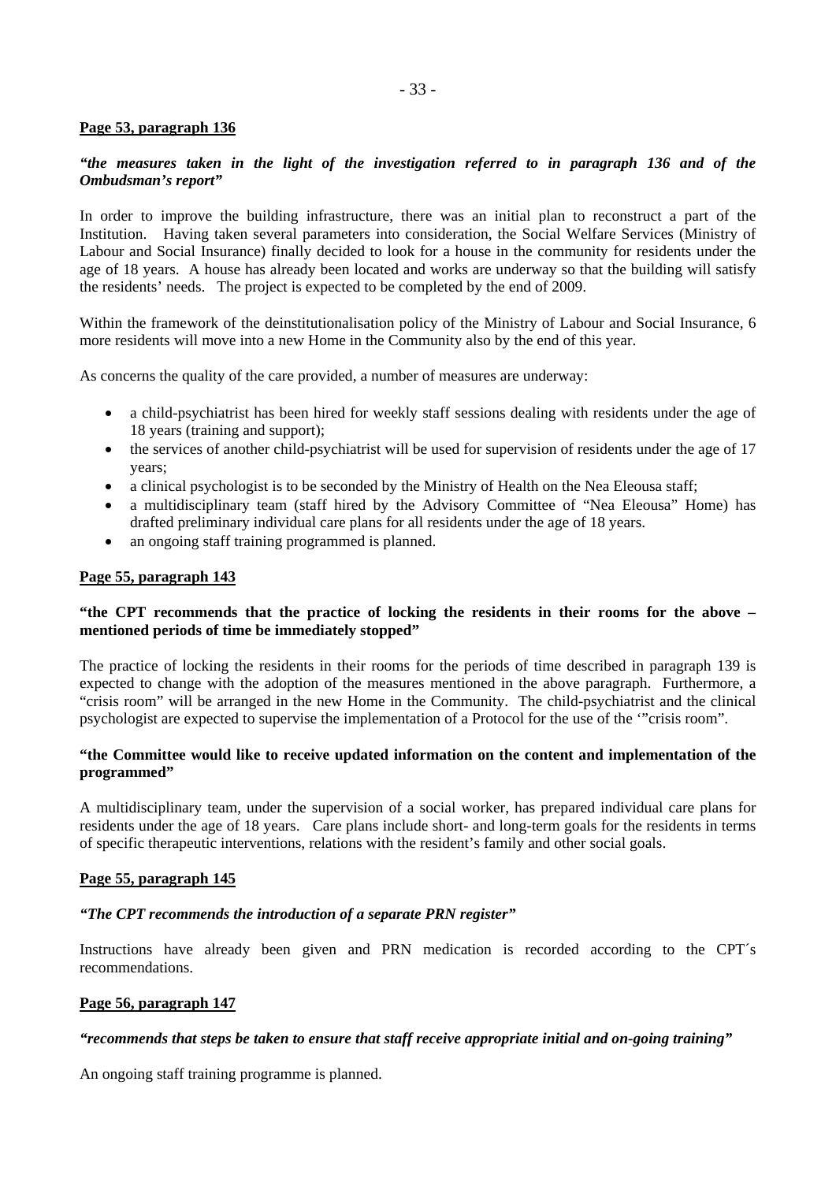**Page 53, paragraph 136**

***"the measures taken in the light of the investigation referred to in paragraph 136 and of the Ombudsman's report"***

In order to improve the building infrastructure, there was an initial plan to reconstruct a part of the Institution. Having taken several parameters into consideration, the Social Welfare Services (Ministry of Labour and Social Insurance) finally decided to look for a house in the community for residents under the age of 18 years. A house has already been located and works are underway so that the building will satisfy the residents' needs. The project is expected to be completed by the end of 2009.

Within the framework of the deinstitutionalisation policy of the Ministry of Labour and Social Insurance, 6 more residents will move into a new Home in the Community also by the end of this year.

As concerns the quality of the care provided, a number of measures are underway:

- a child-psychiatrist has been hired for weekly staff sessions dealing with residents under the age of 18 years (training and support);
- the services of another child-psychiatrist will be used for supervision of residents under the age of 17 years;
- a clinical psychologist is to be seconded by the Ministry of Health on the Nea Eleousa staff;
- a multidisciplinary team (staff hired by the Advisory Committee of "Nea Eleousa" Home) has drafted preliminary individual care plans for all residents under the age of 18 years.
- an ongoing staff training programmed is planned.

**Page 55, paragraph 143**

**"the CPT recommends that the practice of locking the residents in their rooms for the above – mentioned periods of time be immediately stopped"**

The practice of locking the residents in their rooms for the periods of time described in paragraph 139 is expected to change with the adoption of the measures mentioned in the above paragraph. Furthermore, a "crisis room" will be arranged in the new Home in the Community. The child-psychiatrist and the clinical psychologist are expected to supervise the implementation of a Protocol for the use of the '"crisis room".

**"the Committee would like to receive updated information on the content and implementation of the programmed"**

A multidisciplinary team, under the supervision of a social worker, has prepared individual care plans for residents under the age of 18 years. Care plans include short- and long-term goals for the residents in terms of specific therapeutic interventions, relations with the resident's family and other social goals.

**Page 55, paragraph 145**

***"The CPT recommends the introduction of a separate PRN register"***

Instructions have already been given and PRN medication is recorded according to the CPT´s recommendations.

**Page 56, paragraph 147**

***"recommends that steps be taken to ensure that staff receive appropriate initial and on-going training"***

An ongoing staff training programme is planned.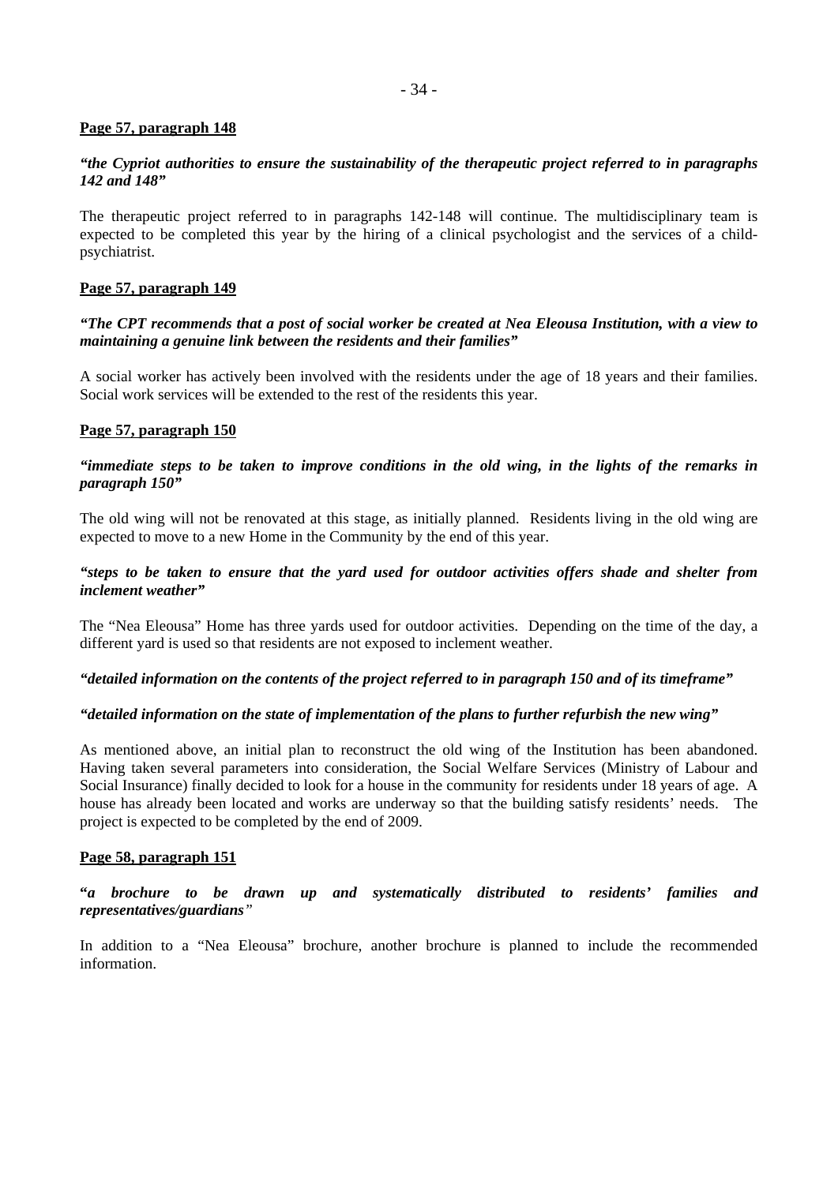**Page 57, paragraph 148**

***"the Cypriot authorities to ensure the sustainability of the therapeutic project referred to in paragraphs 142 and 148"***

The therapeutic project referred to in paragraphs 142-148 will continue. The multidisciplinary team is expected to be completed this year by the hiring of a clinical psychologist and the services of a child-psychiatrist.

**Page 57, paragraph 149**

***"The CPT recommends that a post of social worker be created at Nea Eleousa Institution, with a view to maintaining a genuine link between the residents and their families"***

A social worker has actively been involved with the residents under the age of 18 years and their families. Social work services will be extended to the rest of the residents this year.

**Page 57, paragraph 150**

***"immediate steps to be taken to improve conditions in the old wing, in the lights of the remarks in paragraph 150"***

The old wing will not be renovated at this stage, as initially planned. Residents living in the old wing are expected to move to a new Home in the Community by the end of this year.

***"steps to be taken to ensure that the yard used for outdoor activities offers shade and shelter from inclement weather"***

The "Nea Eleousa" Home has three yards used for outdoor activities. Depending on the time of the day, a different yard is used so that residents are not exposed to inclement weather.

***"detailed information on the contents of the project referred to in paragraph 150 and of its timeframe"***

***"detailed information on the state of implementation of the plans to further refurbish the new wing"***

As mentioned above, an initial plan to reconstruct the old wing of the Institution has been abandoned. Having taken several parameters into consideration, the Social Welfare Services (Ministry of Labour and Social Insurance) finally decided to look for a house in the community for residents under 18 years of age. A house has already been located and works are underway so that the building satisfy residents' needs. The project is expected to be completed by the end of 2009.

**Page 58, paragraph 151**

***"a brochure to be drawn up and systematically distributed to residents' families and representatives/guardians"***

In addition to a "Nea Eleousa" brochure, another brochure is planned to include the recommended information.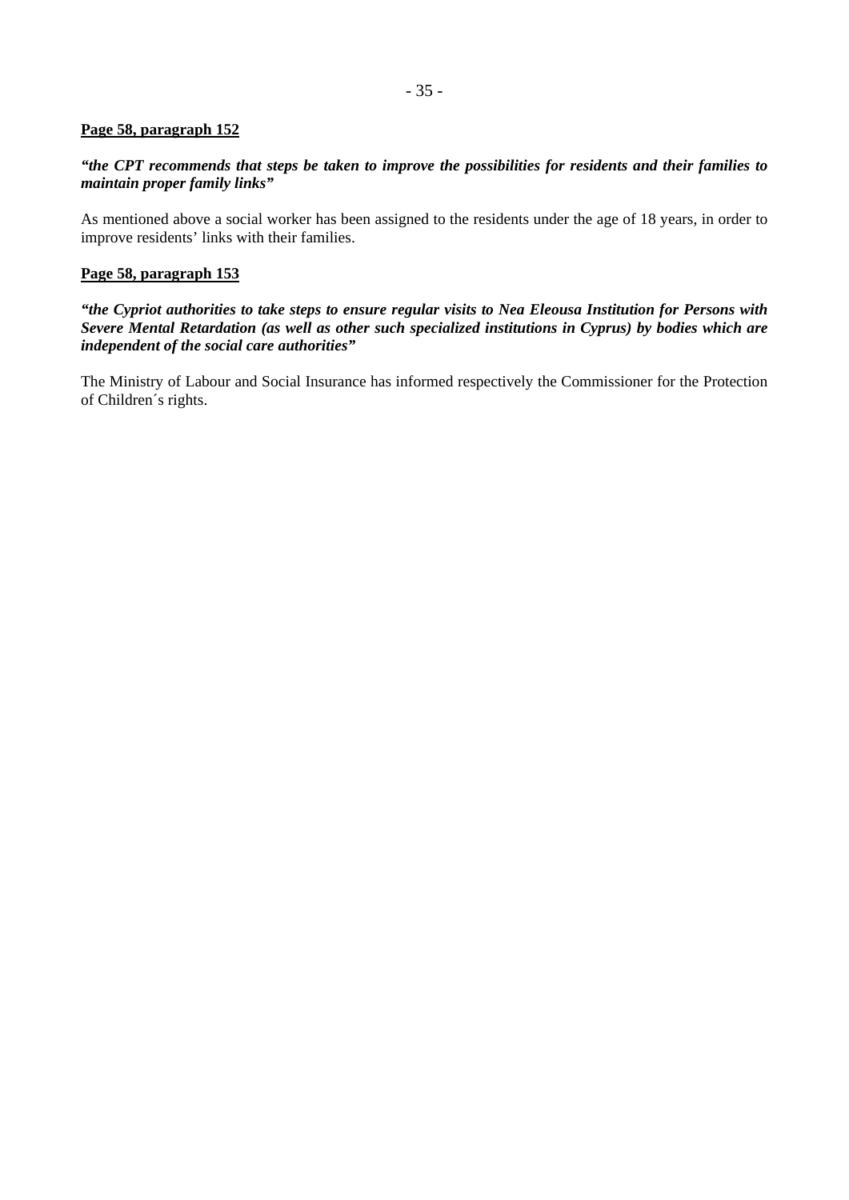**<u>Page 58, paragraph 152</u>**

***"the CPT recommends that steps be taken to improve the possibilities for residents and their families to maintain proper family links"***

As mentioned above a social worker has been assigned to the residents under the age of 18 years, in order to improve residents' links with their families.

**<u>Page 58, paragraph 153</u>**

***"the Cypriot authorities to take steps to ensure regular visits to Nea Eleousa Institution for Persons with Severe Mental Retardation (as well as other such specialized institutions in Cyprus) by bodies which are independent of the social care authorities"***

The Ministry of Labour and Social Insurance has informed respectively the Commissioner for the Protection of Children´s rights.